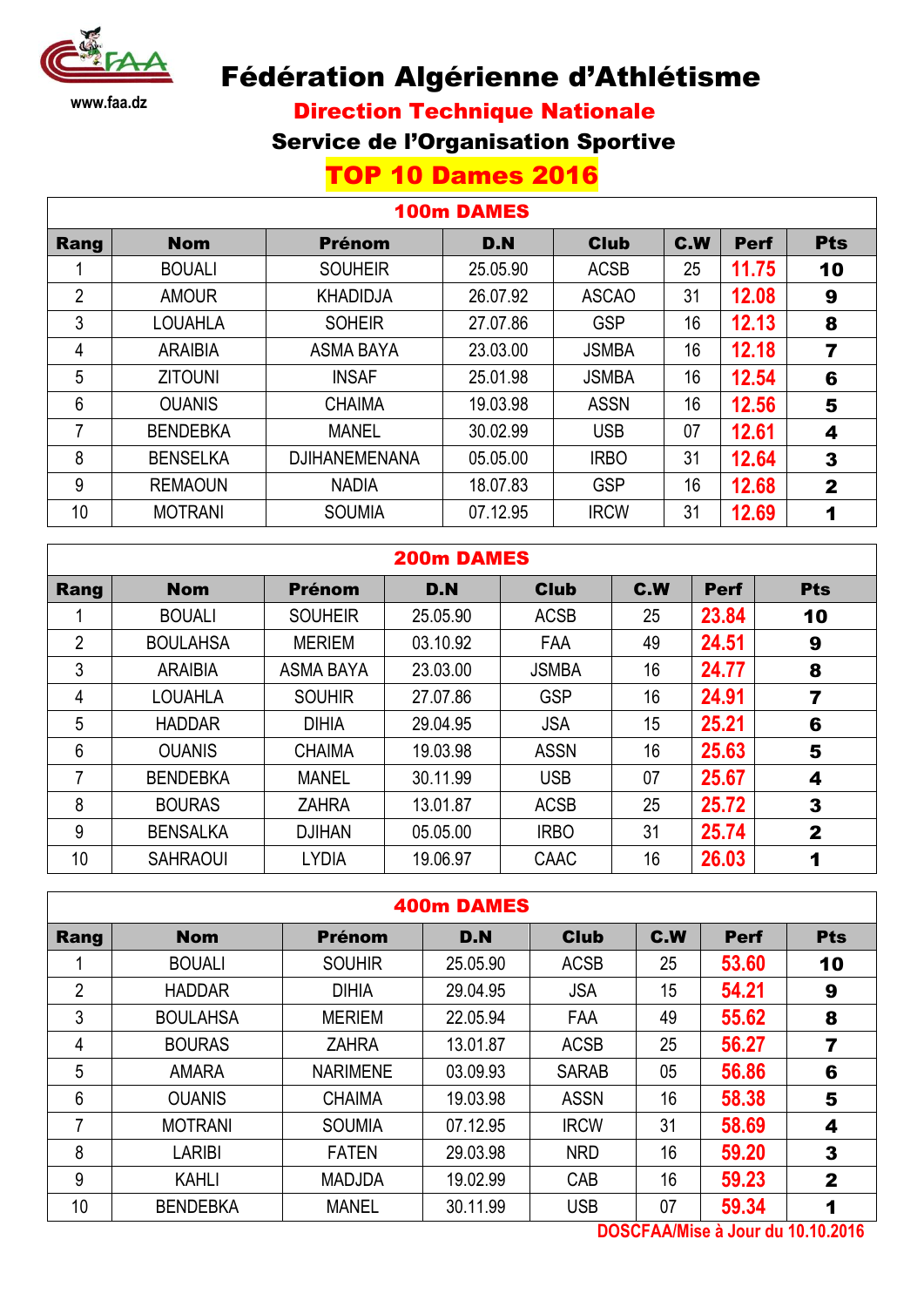www.faa.dz

# Fédération Algérienne d'Athlétisme

## Direction Technique Nationale

### Service de l'Organisation Sportive

### TOP 10 Dames 2016

| 100m DAMES | | | | | | | |
|---|---|---|---|---|---|---|---|
| **Rang** | **Nom** | **Prénom** | **D.N** | **Club** | **C.W** | **Perf** | **Pts** |
| 1 | BOUALI | SOUHEIR | 25.05.90 | ACSB | 25 | 11.75 | 10 |
| 2 | AMOUR | KHADIDJA | 26.07.92 | ASCAO | 31 | 12.08 | 9 |
| 3 | LOUAHLA | SOHEIR | 27.07.86 | GSP | 16 | 12.13 | 8 |
| 4 | ARAIBIA | ASMA BAYA | 23.03.00 | JSMBA | 16 | 12.18 | 7 |
| 5 | ZITOUNI | INSAF | 25.01.98 | JSMBA | 16 | 12.54 | 6 |
| 6 | OUANIS | CHAIMA | 19.03.98 | ASSN | 16 | 12.56 | 5 |
| 7 | BENDEBKA | MANEL | 30.02.99 | USB | 07 | 12.61 | 4 |
| 8 | BENSELKA | DJIHANEMENANA | 05.05.00 | IRBO | 31 | 12.64 | 3 |
| 9 | REMAOUN | NADIA | 18.07.83 | GSP | 16 | 12.68 | 2 |
| 10 | MOTRANI | SOUMIA | 07.12.95 | IRCW | 31 | 12.69 | 1 |

| 200m DAMES | | | | | | | |
|---|---|---|---|---|---|---|---|
| **Rang** | **Nom** | **Prénom** | **D.N** | **Club** | **C.W** | **Perf** | **Pts** |
| 1 | BOUALI | SOUHEIR | 25.05.90 | ACSB | 25 | 23.84 | 10 |
| 2 | BOULAHSA | MERIEM | 03.10.92 | FAA | 49 | 24.51 | 9 |
| 3 | ARAIBIA | ASMA BAYA | 23.03.00 | JSMBA | 16 | 24.77 | 8 |
| 4 | LOUAHLA | SOUHIR | 27.07.86 | GSP | 16 | 24.91 | 7 |
| 5 | HADDAR | DIHIA | 29.04.95 | JSA | 15 | 25.21 | 6 |
| 6 | OUANIS | CHAIMA | 19.03.98 | ASSN | 16 | 25.63 | 5 |
| 7 | BENDEBKA | MANEL | 30.11.99 | USB | 07 | 25.67 | 4 |
| 8 | BOURAS | ZAHRA | 13.01.87 | ACSB | 25 | 25.72 | 3 |
| 9 | BENSALKA | DJIHAN | 05.05.00 | IRBO | 31 | 25.74 | 2 |
| 10 | SAHRAOUI | LYDIA | 19.06.97 | CAAC | 16 | 26.03 | 1 |

| 400m DAMES | | | | | | | |
|---|---|---|---|---|---|---|---|
| **Rang** | **Nom** | **Prénom** | **D.N** | **Club** | **C.W** | **Perf** | **Pts** |
| 1 | BOUALI | SOUHIR | 25.05.90 | ACSB | 25 | 53.60 | 10 |
| 2 | HADDAR | DIHIA | 29.04.95 | JSA | 15 | 54.21 | 9 |
| 3 | BOULAHSA | MERIEM | 22.05.94 | FAA | 49 | 55.62 | 8 |
| 4 | BOURAS | ZAHRA | 13.01.87 | ACSB | 25 | 56.27 | 7 |
| 5 | AMARA | NARIMENE | 03.09.93 | SARAB | 05 | 56.86 | 6 |
| 6 | OUANIS | CHAIMA | 19.03.98 | ASSN | 16 | 58.38 | 5 |
| 7 | MOTRANI | SOUMIA | 07.12.95 | IRCW | 31 | 58.69 | 4 |
| 8 | LARIBI | FATEN | 29.03.98 | NRD | 16 | 59.20 | 3 |
| 9 | KAHLI | MADJDA | 19.02.99 | CAB | 16 | 59.23 | 2 |
| 10 | BENDEBKA | MANEL | 30.11.99 | USB | 07 | 59.34 | 1 |

DOSCFAA/Mise à Jour du 10.10.2016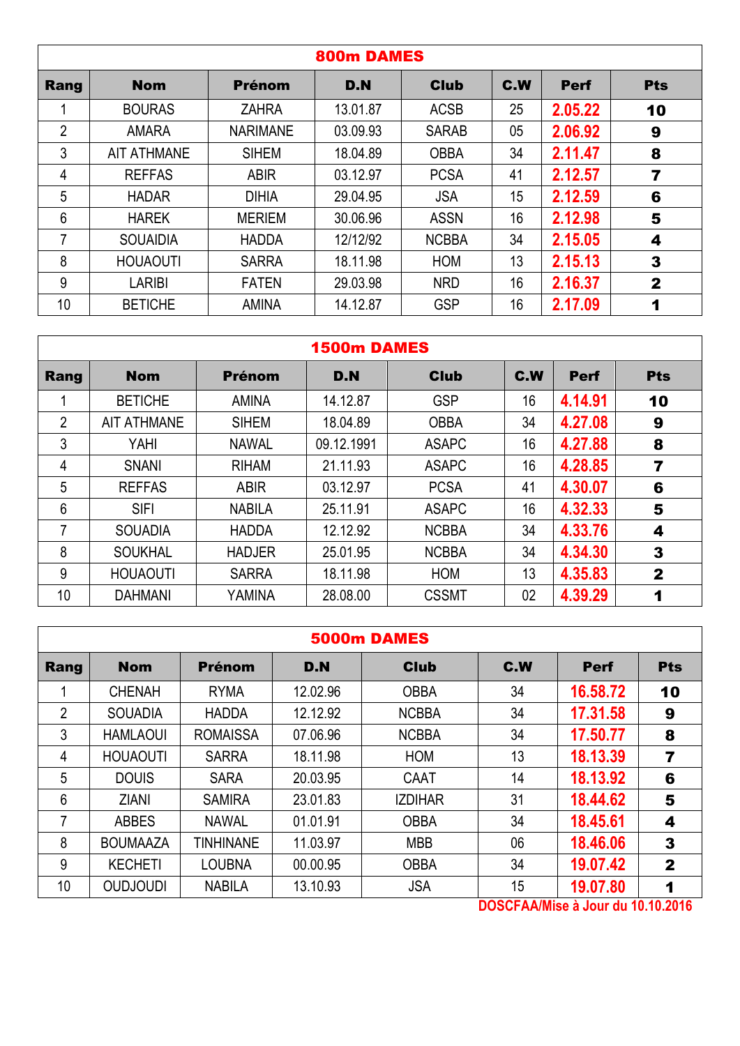## 800m DAMES

| Rang | Nom | Prénom | D.N | Club | C.W | Perf | Pts |
|---|---|---|---|---|---|---|---|
| 1 | BOURAS | ZAHRA | 13.01.87 | ACSB | 25 | 2.05.22 | 10 |
| 2 | AMARA | NARIMANE | 03.09.93 | SARAB | 05 | 2.06.92 | 9 |
| 3 | AIT ATHMANE | SIHEM | 18.04.89 | OBBA | 34 | 2.11.47 | 8 |
| 4 | REFFAS | ABIR | 03.12.97 | PCSA | 41 | 2.12.57 | 7 |
| 5 | HADAR | DIHIA | 29.04.95 | JSA | 15 | 2.12.59 | 6 |
| 6 | HAREK | MERIEM | 30.06.96 | ASSN | 16 | 2.12.98 | 5 |
| 7 | SOUAIDIA | HADDA | 12/12/92 | NCBBA | 34 | 2.15.05 | 4 |
| 8 | HOUAOUTI | SARRA | 18.11.98 | HOM | 13 | 2.15.13 | 3 |
| 9 | LARIBI | FATEN | 29.03.98 | NRD | 16 | 2.16.37 | 2 |
| 10 | BETICHE | AMINA | 14.12.87 | GSP | 16 | 2.17.09 | 1 |

## 1500m DAMES

| Rang | Nom | Prénom | D.N | Club | C.W | Perf | Pts |
|---|---|---|---|---|---|---|---|
| 1 | BETICHE | AMINA | 14.12.87 | GSP | 16 | 4.14.91 | 10 |
| 2 | AIT ATHMANE | SIHEM | 18.04.89 | OBBA | 34 | 4.27.08 | 9 |
| 3 | YAHI | NAWAL | 09.12.1991 | ASAPC | 16 | 4.27.88 | 8 |
| 4 | SNANI | RIHAM | 21.11.93 | ASAPC | 16 | 4.28.85 | 7 |
| 5 | REFFAS | ABIR | 03.12.97 | PCSA | 41 | 4.30.07 | 6 |
| 6 | SIFI | NABILA | 25.11.91 | ASAPC | 16 | 4.32.33 | 5 |
| 7 | SOUADIA | HADDA | 12.12.92 | NCBBA | 34 | 4.33.76 | 4 |
| 8 | SOUKHAL | HADJER | 25.01.95 | NCBBA | 34 | 4.34.30 | 3 |
| 9 | HOUAOUTI | SARRA | 18.11.98 | HOM | 13 | 4.35.83 | 2 |
| 10 | DAHMANI | YAMINA | 28.08.00 | CSSMT | 02 | 4.39.29 | 1 |

## 5000m DAMES

| Rang | Nom | Prénom | D.N | Club | C.W | Perf | Pts |
|---|---|---|---|---|---|---|---|
| 1 | CHENAH | RYMA | 12.02.96 | OBBA | 34 | 16.58.72 | 10 |
| 2 | SOUADIA | HADDA | 12.12.92 | NCBBA | 34 | 17.31.58 | 9 |
| 3 | HAMLAOUI | ROMAISSA | 07.06.96 | NCBBA | 34 | 17.50.77 | 8 |
| 4 | HOUAOUTI | SARRA | 18.11.98 | HOM | 13 | 18.13.39 | 7 |
| 5 | DOUIS | SARA | 20.03.95 | CAAT | 14 | 18.13.92 | 6 |
| 6 | ZIANI | SAMIRA | 23.01.83 | IZDIHAR | 31 | 18.44.62 | 5 |
| 7 | ABBES | NAWAL | 01.01.91 | OBBA | 34 | 18.45.61 | 4 |
| 8 | BOUMAAZA | TINHINANE | 11.03.97 | MBB | 06 | 18.46.06 | 3 |
| 9 | KECHETI | LOUBNA | 00.00.95 | OBBA | 34 | 19.07.42 | 2 |
| 10 | OUDJOUDI | NABILA | 13.10.93 | JSA | 15 | 19.07.80 | 1 |

DOSCFAA/Mise à Jour du 10.10.2016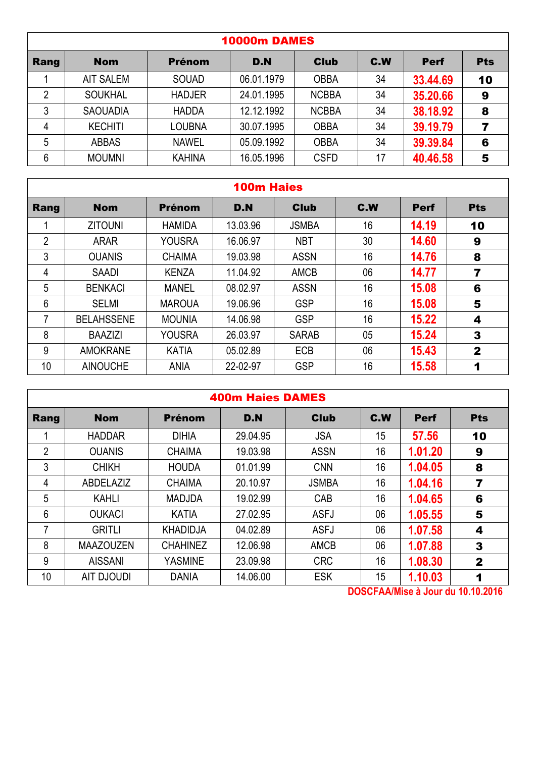## 10000m DAMES

| Rang | Nom | Prénom | D.N | Club | C.W | Perf | Pts |
|---|---|---|---|---|---|---|---|
| 1 | AIT SALEM | SOUAD | 06.01.1979 | OBBA | 34 | 33.44.69 | 10 |
| 2 | SOUKHAL | HADJER | 24.01.1995 | NCBBA | 34 | 35.20.66 | 9 |
| 3 | SAOUADIA | HADDA | 12.12.1992 | NCBBA | 34 | 38.18.92 | 8 |
| 4 | KECHITI | LOUBNA | 30.07.1995 | OBBA | 34 | 39.19.79 | 7 |
| 5 | ABBAS | NAWEL | 05.09.1992 | OBBA | 34 | 39.39.84 | 6 |
| 6 | MOUMNI | KAHINA | 16.05.1996 | CSFD | 17 | 40.46.58 | 5 |

## 100m Haies

| Rang | Nom | Prénom | D.N | Club | C.W | Perf | Pts |
|---|---|---|---|---|---|---|---|
| 1 | ZITOUNI | HAMIDA | 13.03.96 | JSMBA | 16 | 14.19 | 10 |
| 2 | ARAR | YOUSRA | 16.06.97 | NBT | 30 | 14.60 | 9 |
| 3 | OUANIS | CHAIMA | 19.03.98 | ASSN | 16 | 14.76 | 8 |
| 4 | SAADI | KENZA | 11.04.92 | AMCB | 06 | 14.77 | 7 |
| 5 | BENKACI | MANEL | 08.02.97 | ASSN | 16 | 15.08 | 6 |
| 6 | SELMI | MAROUA | 19.06.96 | GSP | 16 | 15.08 | 5 |
| 7 | BELAHSSENE | MOUNIA | 14.06.98 | GSP | 16 | 15.22 | 4 |
| 8 | BAAZIZI | YOUSRA | 26.03.97 | SARAB | 05 | 15.24 | 3 |
| 9 | AMOKRANE | KATIA | 05.02.89 | ECB | 06 | 15.43 | 2 |
| 10 | AINOUCHE | ANIA | 22-02-97 | GSP | 16 | 15.58 | 1 |

## 400m Haies DAMES

| Rang | Nom | Prénom | D.N | Club | C.W | Perf | Pts |
|---|---|---|---|---|---|---|---|
| 1 | HADDAR | DIHIA | 29.04.95 | JSA | 15 | 57.56 | 10 |
| 2 | OUANIS | CHAIMA | 19.03.98 | ASSN | 16 | 1.01.20 | 9 |
| 3 | CHIKH | HOUDA | 01.01.99 | CNN | 16 | 1.04.05 | 8 |
| 4 | ABDELAZIZ | CHAIMA | 20.10.97 | JSMBA | 16 | 1.04.16 | 7 |
| 5 | KAHLI | MADJDA | 19.02.99 | CAB | 16 | 1.04.65 | 6 |
| 6 | OUKACI | KATIA | 27.02.95 | ASFJ | 06 | 1.05.55 | 5 |
| 7 | GRITLI | KHADIDJA | 04.02.89 | ASFJ | 06 | 1.07.58 | 4 |
| 8 | MAAZOUZEN | CHAHINEZ | 12.06.98 | AMCB | 06 | 1.07.88 | 3 |
| 9 | AISSANI | YASMINE | 23.09.98 | CRC | 16 | 1.08.30 | 2 |
| 10 | AIT DJOUDI | DANIA | 14.06.00 | ESK | 15 | 1.10.03 | 1 |

DOSCFAA/Mise à Jour du 10.10.2016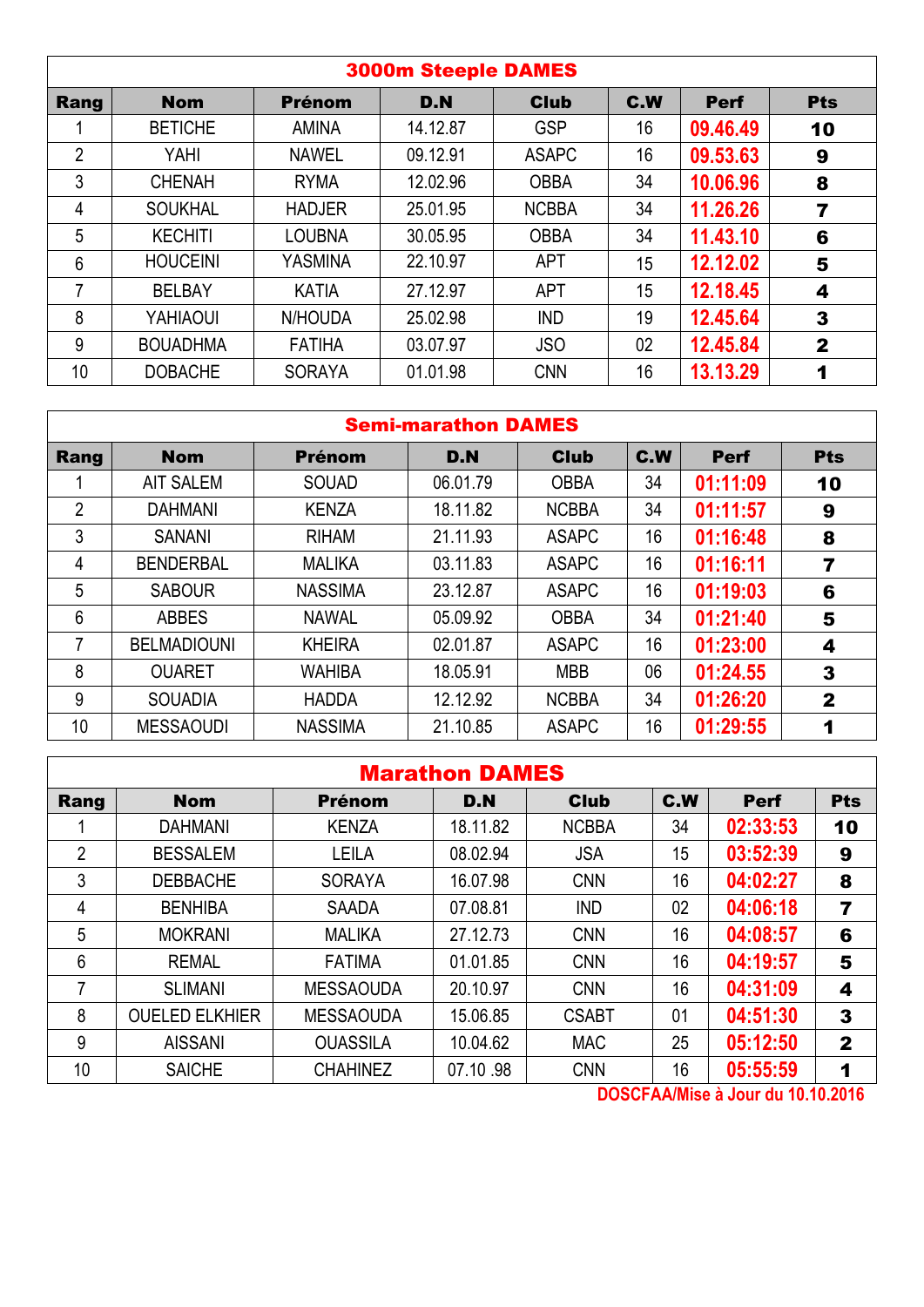| 3000m Steeple DAMES | | | | | | | |
|---|---|---|---|---|---|---|---|
| **Rang** | **Nom** | **Prénom** | **D.N** | **Club** | **C.W** | **Perf** | **Pts** |
| 1 | BETICHE | AMINA | 14.12.87 | GSP | 16 | 09.46.49 | 10 |
| 2 | YAHI | NAWEL | 09.12.91 | ASAPC | 16 | 09.53.63 | 9 |
| 3 | CHENAH | RYMA | 12.02.96 | OBBA | 34 | 10.06.96 | 8 |
| 4 | SOUKHAL | HADJER | 25.01.95 | NCBBA | 34 | 11.26.26 | 7 |
| 5 | KECHITI | LOUBNA | 30.05.95 | OBBA | 34 | 11.43.10 | 6 |
| 6 | HOUCEINI | YASMINA | 22.10.97 | APT | 15 | 12.12.02 | 5 |
| 7 | BELBAY | KATIA | 27.12.97 | APT | 15 | 12.18.45 | 4 |
| 8 | YAHIAOUI | N/HOUDA | 25.02.98 | IND | 19 | 12.45.64 | 3 |
| 9 | BOUADHMA | FATIHA | 03.07.97 | JSO | 02 | 12.45.84 | 2 |
| 10 | DOBACHE | SORAYA | 01.01.98 | CNN | 16 | 13.13.29 | 1 |

| Semi-marathon DAMES | | | | | | | |
|---|---|---|---|---|---|---|---|
| **Rang** | **Nom** | **Prénom** | **D.N** | **Club** | **C.W** | **Perf** | **Pts** |
| 1 | AIT SALEM | SOUAD | 06.01.79 | OBBA | 34 | 01:11:09 | 10 |
| 2 | DAHMANI | KENZA | 18.11.82 | NCBBA | 34 | 01:11:57 | 9 |
| 3 | SANANI | RIHAM | 21.11.93 | ASAPC | 16 | 01:16:48 | 8 |
| 4 | BENDERBAL | MALIKA | 03.11.83 | ASAPC | 16 | 01:16:11 | 7 |
| 5 | SABOUR | NASSIMA | 23.12.87 | ASAPC | 16 | 01:19:03 | 6 |
| 6 | ABBES | NAWAL | 05.09.92 | OBBA | 34 | 01:21:40 | 5 |
| 7 | BELMADIOUNI | KHEIRA | 02.01.87 | ASAPC | 16 | 01:23:00 | 4 |
| 8 | OUARET | WAHIBA | 18.05.91 | MBB | 06 | 01:24.55 | 3 |
| 9 | SOUADIA | HADDA | 12.12.92 | NCBBA | 34 | 01:26:20 | 2 |
| 10 | MESSAOUDI | NASSIMA | 21.10.85 | ASAPC | 16 | 01:29:55 | 1 |

| Marathon DAMES | | | | | | | |
|---|---|---|---|---|---|---|---|
| **Rang** | **Nom** | **Prénom** | **D.N** | **Club** | **C.W** | **Perf** | **Pts** |
| 1 | DAHMANI | KENZA | 18.11.82 | NCBBA | 34 | 02:33:53 | 10 |
| 2 | BESSALEM | LEILA | 08.02.94 | JSA | 15 | 03:52:39 | 9 |
| 3 | DEBBACHE | SORAYA | 16.07.98 | CNN | 16 | 04:02:27 | 8 |
| 4 | BENHIBA | SAADA | 07.08.81 | IND | 02 | 04:06:18 | 7 |
| 5 | MOKRANI | MALIKA | 27.12.73 | CNN | 16 | 04:08:57 | 6 |
| 6 | REMAL | FATIMA | 01.01.85 | CNN | 16 | 04:19:57 | 5 |
| 7 | SLIMANI | MESSAOUDA | 20.10.97 | CNN | 16 | 04:31:09 | 4 |
| 8 | OUELED ELKHIER | MESSAOUDA | 15.06.85 | CSABT | 01 | 04:51:30 | 3 |
| 9 | AISSANI | OUASSILA | 10.04.62 | MAC | 25 | 05:12:50 | 2 |
| 10 | SAICHE | CHAHINEZ | 07.10 .98 | CNN | 16 | 05:55:59 | 1 |

DOSCFAA/Mise à Jour du 10.10.2016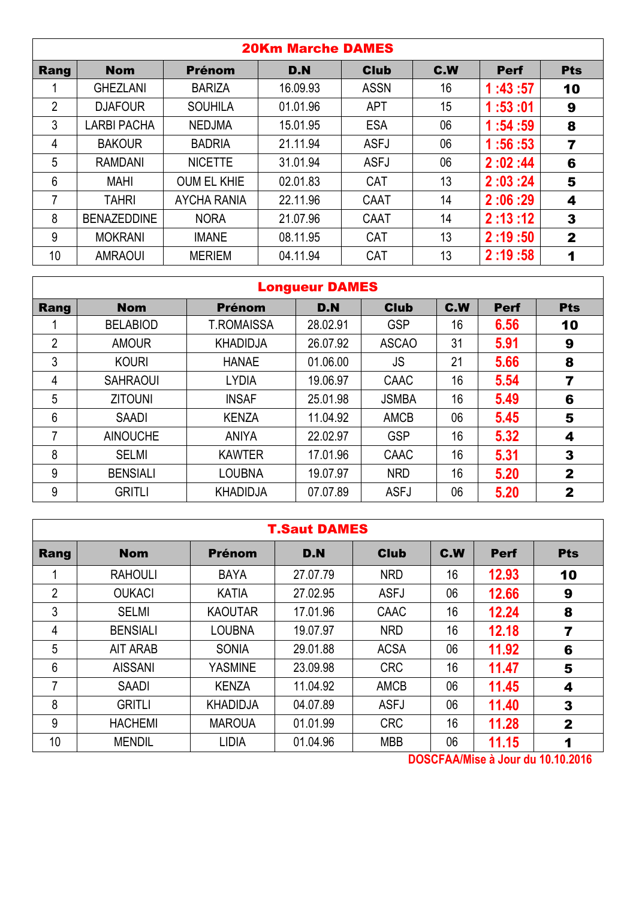| 20Km Marche DAMES | | | | | | | |
|---|---|---|---|---|---|---|---|
| **Rang** | **Nom** | **Prénom** | **D.N** | **Club** | **C.W** | **Perf** | **Pts** |
| 1 | GHEZLANI | BARIZA | 16.09.93 | ASSN | 16 | 1 :43 :57 | 10 |
| 2 | DJAFOUR | SOUHILA | 01.01.96 | APT | 15 | 1 :53 :01 | 9 |
| 3 | LARBI PACHA | NEDJMA | 15.01.95 | ESA | 06 | 1 :54 :59 | 8 |
| 4 | BAKOUR | BADRIA | 21.11.94 | ASFJ | 06 | 1 :56 :53 | 7 |
| 5 | RAMDANI | NICETTE | 31.01.94 | ASFJ | 06 | 2 :02 :44 | 6 |
| 6 | MAHI | OUM EL KHIE | 02.01.83 | CAT | 13 | 2 :03 :24 | 5 |
| 7 | TAHRI | AYCHA RANIA | 22.11.96 | CAAT | 14 | 2 :06 :29 | 4 |
| 8 | BENAZEDDINE | NORA | 21.07.96 | CAAT | 14 | 2 :13 :12 | 3 |
| 9 | MOKRANI | IMANE | 08.11.95 | CAT | 13 | 2 :19 :50 | 2 |
| 10 | AMRAOUI | MERIEM | 04.11.94 | CAT | 13 | 2 :19 :58 | 1 |

| Longueur DAMES | | | | | | | |
|---|---|---|---|---|---|---|---|
| **Rang** | **Nom** | **Prénom** | **D.N** | **Club** | **C.W** | **Perf** | **Pts** |
| 1 | BELABIOD | T.ROMAISSA | 28.02.91 | GSP | 16 | 6.56 | 10 |
| 2 | AMOUR | KHADIDJA | 26.07.92 | ASCAO | 31 | 5.91 | 9 |
| 3 | KOURI | HANAE | 01.06.00 | JS | 21 | 5.66 | 8 |
| 4 | SAHRAOUI | LYDIA | 19.06.97 | CAAC | 16 | 5.54 | 7 |
| 5 | ZITOUNI | INSAF | 25.01.98 | JSMBA | 16 | 5.49 | 6 |
| 6 | SAADI | KENZA | 11.04.92 | AMCB | 06 | 5.45 | 5 |
| 7 | AINOUCHE | ANIYA | 22.02.97 | GSP | 16 | 5.32 | 4 |
| 8 | SELMI | KAWTER | 17.01.96 | CAAC | 16 | 5.31 | 3 |
| 9 | BENSIALI | LOUBNA | 19.07.97 | NRD | 16 | 5.20 | 2 |
| 9 | GRITLI | KHADIDJA | 07.07.89 | ASFJ | 06 | 5.20 | 2 |

| T.Saut DAMES | | | | | | | |
|---|---|---|---|---|---|---|---|
| **Rang** | **Nom** | **Prénom** | **D.N** | **Club** | **C.W** | **Perf** | **Pts** |
| 1 | RAHOULI | BAYA | 27.07.79 | NRD | 16 | 12.93 | 10 |
| 2 | OUKACI | KATIA | 27.02.95 | ASFJ | 06 | 12.66 | 9 |
| 3 | SELMI | KAOUTAR | 17.01.96 | CAAC | 16 | 12.24 | 8 |
| 4 | BENSIALI | LOUBNA | 19.07.97 | NRD | 16 | 12.18 | 7 |
| 5 | AIT ARAB | SONIA | 29.01.88 | ACSA | 06 | 11.92 | 6 |
| 6 | AISSANI | YASMINE | 23.09.98 | CRC | 16 | 11.47 | 5 |
| 7 | SAADI | KENZA | 11.04.92 | AMCB | 06 | 11.45 | 4 |
| 8 | GRITLI | KHADIDJA | 04.07.89 | ASFJ | 06 | 11.40 | 3 |
| 9 | HACHEMI | MAROUA | 01.01.99 | CRC | 16 | 11.28 | 2 |
| 10 | MENDIL | LIDIA | 01.04.96 | MBB | 06 | 11.15 | 1 |

DOSCFAA/Mise à Jour du 10.10.2016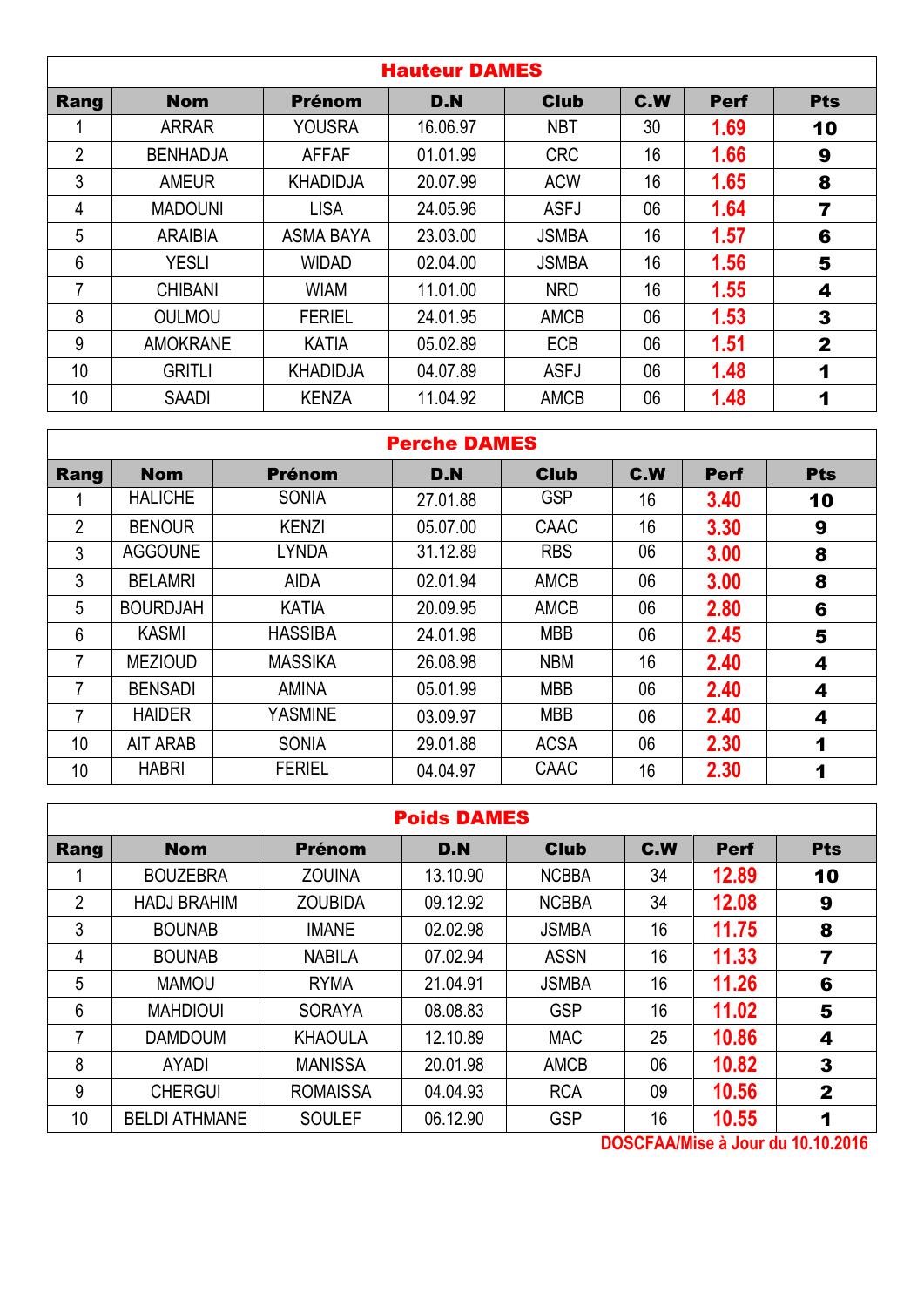| Hauteur DAMES | | | | | | | |
|---|---|---|---|---|---|---|---|
| **Rang** | **Nom** | **Prénom** | **D.N** | **Club** | **C.W** | **Perf** | **Pts** |
| 1 | ARRAR | YOUSRA | 16.06.97 | NBT | 30 | **1.69** | **10** |
| 2 | BENHADJA | AFFAF | 01.01.99 | CRC | 16 | **1.66** | **9** |
| 3 | AMEUR | KHADIDJA | 20.07.99 | ACW | 16 | **1.65** | **8** |
| 4 | MADOUNI | LISA | 24.05.96 | ASFJ | 06 | **1.64** | **7** |
| 5 | ARAIBIA | ASMA BAYA | 23.03.00 | JSMBA | 16 | **1.57** | **6** |
| 6 | YESLI | WIDAD | 02.04.00 | JSMBA | 16 | **1.56** | **5** |
| 7 | CHIBANI | WIAM | 11.01.00 | NRD | 16 | **1.55** | **4** |
| 8 | OULMOU | FERIEL | 24.01.95 | AMCB | 06 | **1.53** | **3** |
| 9 | AMOKRANE | KATIA | 05.02.89 | ECB | 06 | **1.51** | **2** |
| 10 | GRITLI | KHADIDJA | 04.07.89 | ASFJ | 06 | **1.48** | **1** |
| 10 | SAADI | KENZA | 11.04.92 | AMCB | 06 | **1.48** | **1** |

| Perche DAMES | | | | | | | |
|---|---|---|---|---|---|---|---|
| **Rang** | **Nom** | **Prénom** | **D.N** | **Club** | **C.W** | **Perf** | **Pts** |
| 1 | HALICHE | SONIA | 27.01.88 | GSP | 16 | **3.40** | **10** |
| 2 | BENOUR | KENZI | 05.07.00 | CAAC | 16 | **3.30** | **9** |
| 3 | AGGOUNE | LYNDA | 31.12.89 | RBS | 06 | **3.00** | **8** |
| 3 | BELAMRI | AIDA | 02.01.94 | AMCB | 06 | **3.00** | **8** |
| 5 | BOURDJAH | KATIA | 20.09.95 | AMCB | 06 | **2.80** | **6** |
| 6 | KASMI | HASSIBA | 24.01.98 | MBB | 06 | **2.45** | **5** |
| 7 | MEZIOUD | MASSIKA | 26.08.98 | NBM | 16 | **2.40** | **4** |
| 7 | BENSADI | AMINA | 05.01.99 | MBB | 06 | **2.40** | **4** |
| 7 | HAIDER | YASMINE | 03.09.97 | MBB | 06 | **2.40** | **4** |
| 10 | AIT ARAB | SONIA | 29.01.88 | ACSA | 06 | **2.30** | **1** |
| 10 | HABRI | FERIEL | 04.04.97 | CAAC | 16 | **2.30** | **1** |

| Poids DAMES | | | | | | | |
|---|---|---|---|---|---|---|---|
| **Rang** | **Nom** | **Prénom** | **D.N** | **Club** | **C.W** | **Perf** | **Pts** |
| 1 | BOUZEBRA | ZOUINA | 13.10.90 | NCBBA | 34 | **12.89** | **10** |
| 2 | HADJ BRAHIM | ZOUBIDA | 09.12.92 | NCBBA | 34 | **12.08** | **9** |
| 3 | BOUNAB | IMANE | 02.02.98 | JSMBA | 16 | **11.75** | **8** |
| 4 | BOUNAB | NABILA | 07.02.94 | ASSN | 16 | **11.33** | **7** |
| 5 | MAMOU | RYMA | 21.04.91 | JSMBA | 16 | **11.26** | **6** |
| 6 | MAHDIOUI | SORAYA | 08.08.83 | GSP | 16 | **11.02** | **5** |
| 7 | DAMDOUM | KHAOULA | 12.10.89 | MAC | 25 | **10.86** | **4** |
| 8 | AYADI | MANISSA | 20.01.98 | AMCB | 06 | **10.82** | **3** |
| 9 | CHERGUI | ROMAISSA | 04.04.93 | RCA | 09 | **10.56** | **2** |
| 10 | BELDI ATHMANE | SOULEF | 06.12.90 | GSP | 16 | **10.55** | **1** |

**DOSCFAA/Mise à Jour du 10.10.2016**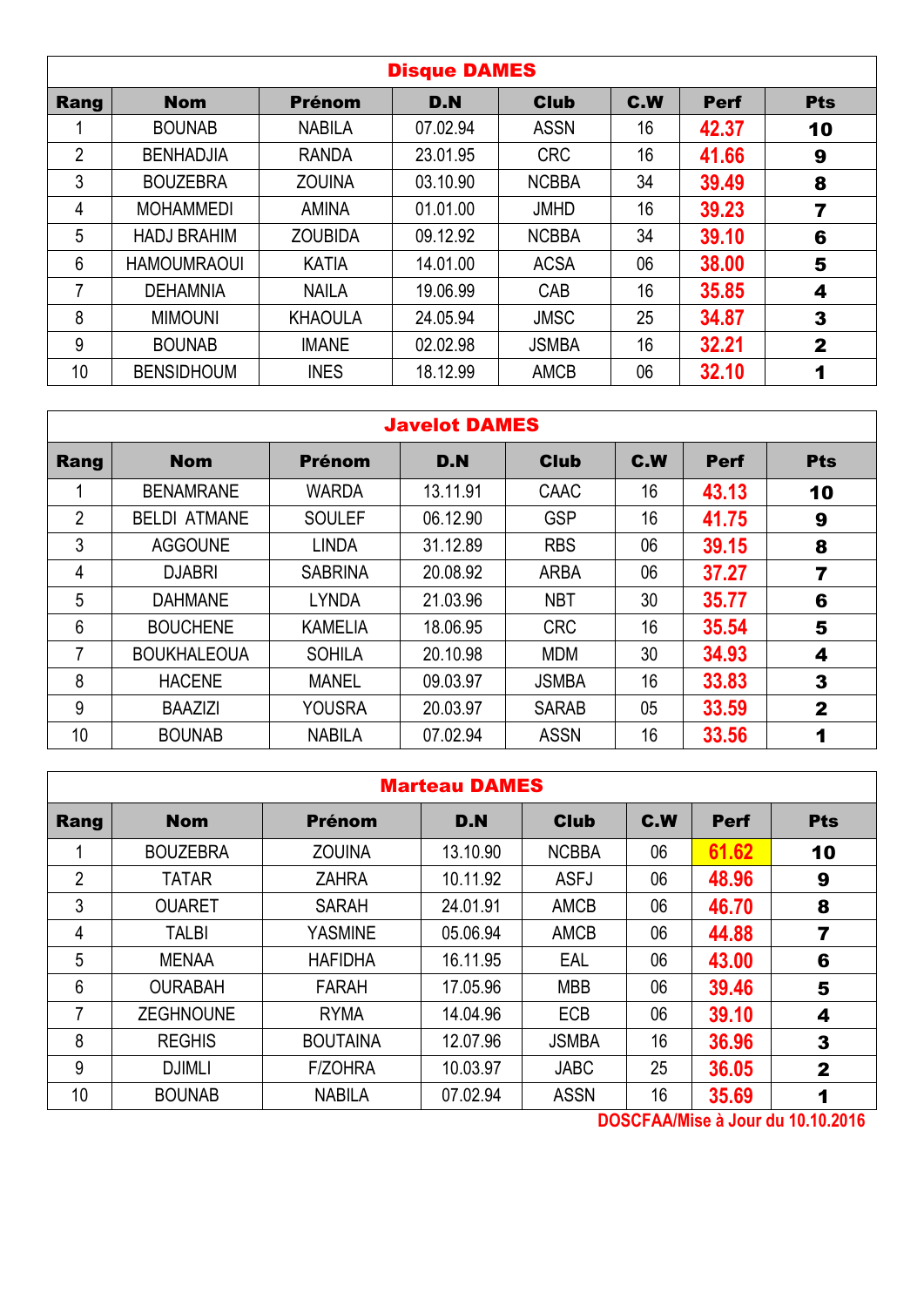| Disque DAMES | | | | | | | |
|---|---|---|---|---|---|---|---|
| **Rang** | **Nom** | **Prénom** | **D.N** | **Club** | **C.W** | **Perf** | **Pts** |
| 1 | BOUNAB | NABILA | 07.02.94 | ASSN | 16 | 42.37 | 10 |
| 2 | BENHADJIA | RANDA | 23.01.95 | CRC | 16 | 41.66 | 9 |
| 3 | BOUZEBRA | ZOUINA | 03.10.90 | NCBBA | 34 | 39.49 | 8 |
| 4 | MOHAMMEDI | AMINA | 01.01.00 | JMHD | 16 | 39.23 | 7 |
| 5 | HADJ BRAHIM | ZOUBIDA | 09.12.92 | NCBBA | 34 | 39.10 | 6 |
| 6 | HAMOUMRAOUI | KATIA | 14.01.00 | ACSA | 06 | 38.00 | 5 |
| 7 | DEHAMNIA | NAILA | 19.06.99 | CAB | 16 | 35.85 | 4 |
| 8 | MIMOUNI | KHAOULA | 24.05.94 | JMSC | 25 | 34.87 | 3 |
| 9 | BOUNAB | IMANE | 02.02.98 | JSMBA | 16 | 32.21 | 2 |
| 10 | BENSIDHOUM | INES | 18.12.99 | AMCB | 06 | 32.10 | 1 |

| Javelot DAMES | | | | | | | |
|---|---|---|---|---|---|---|---|
| **Rang** | **Nom** | **Prénom** | **D.N** | **Club** | **C.W** | **Perf** | **Pts** |
| 1 | BENAMRANE | WARDA | 13.11.91 | CAAC | 16 | 43.13 | 10 |
| 2 | BELDI ATMANE | SOULEF | 06.12.90 | GSP | 16 | 41.75 | 9 |
| 3 | AGGOUNE | LINDA | 31.12.89 | RBS | 06 | 39.15 | 8 |
| 4 | DJABRI | SABRINA | 20.08.92 | ARBA | 06 | 37.27 | 7 |
| 5 | DAHMANE | LYNDA | 21.03.96 | NBT | 30 | 35.77 | 6 |
| 6 | BOUCHENE | KAMELIA | 18.06.95 | CRC | 16 | 35.54 | 5 |
| 7 | BOUKHALEOUA | SOHILA | 20.10.98 | MDM | 30 | 34.93 | 4 |
| 8 | HACENE | MANEL | 09.03.97 | JSMBA | 16 | 33.83 | 3 |
| 9 | BAAZIZI | YOUSRA | 20.03.97 | SARAB | 05 | 33.59 | 2 |
| 10 | BOUNAB | NABILA | 07.02.94 | ASSN | 16 | 33.56 | 1 |

| Marteau DAMES | | | | | | | |
|---|---|---|---|---|---|---|---|
| **Rang** | **Nom** | **Prénom** | **D.N** | **Club** | **C.W** | **Perf** | **Pts** |
| 1 | BOUZEBRA | ZOUINA | 13.10.90 | NCBBA | 06 | 61.62 | 10 |
| 2 | TATAR | ZAHRA | 10.11.92 | ASFJ | 06 | 48.96 | 9 |
| 3 | OUARET | SARAH | 24.01.91 | AMCB | 06 | 46.70 | 8 |
| 4 | TALBI | YASMINE | 05.06.94 | AMCB | 06 | 44.88 | 7 |
| 5 | MENAA | HAFIDHA | 16.11.95 | EAL | 06 | 43.00 | 6 |
| 6 | OURABAH | FARAH | 17.05.96 | MBB | 06 | 39.46 | 5 |
| 7 | ZEGHNOUNE | RYMA | 14.04.96 | ECB | 06 | 39.10 | 4 |
| 8 | REGHIS | BOUTAINA | 12.07.96 | JSMBA | 16 | 36.96 | 3 |
| 9 | DJIMLI | F/ZOHRA | 10.03.97 | JABC | 25 | 36.05 | 2 |
| 10 | BOUNAB | NABILA | 07.02.94 | ASSN | 16 | 35.69 | 1 |

DOSCFAA/Mise à Jour du 10.10.2016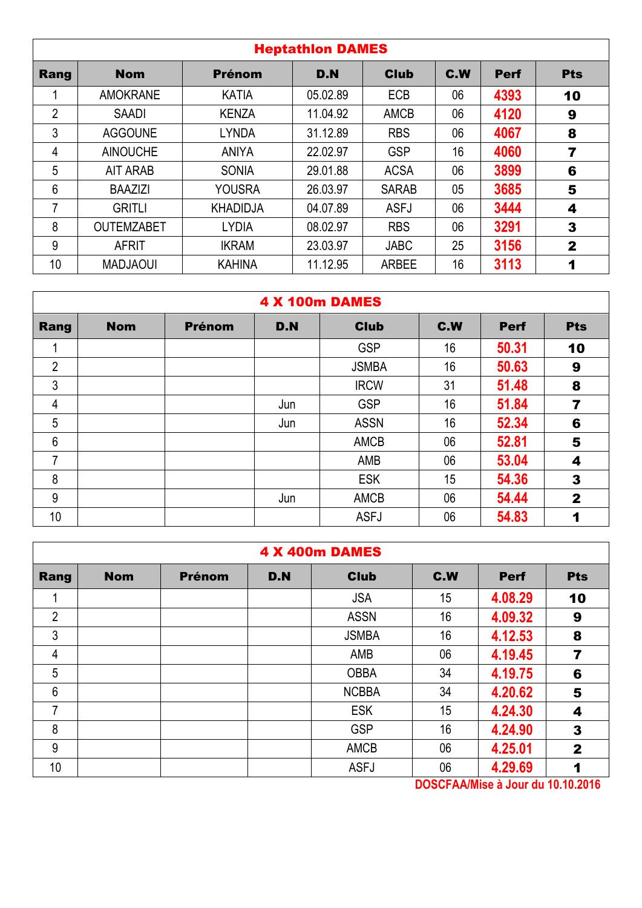| Heptathlon DAMES | | | | | | | |
|---|---|---|---|---|---|---|---|
| Rang | Nom | Prénom | D.N | Club | C.W | Perf | Pts |
| 1 | AMOKRANE | KATIA | 05.02.89 | ECB | 06 | 4393 | 10 |
| 2 | SAADI | KENZA | 11.04.92 | AMCB | 06 | 4120 | 9 |
| 3 | AGGOUNE | LYNDA | 31.12.89 | RBS | 06 | 4067 | 8 |
| 4 | AINOUCHE | ANIYA | 22.02.97 | GSP | 16 | 4060 | 7 |
| 5 | AIT ARAB | SONIA | 29.01.88 | ACSA | 06 | 3899 | 6 |
| 6 | BAAZIZI | YOUSRA | 26.03.97 | SARAB | 05 | 3685 | 5 |
| 7 | GRITLI | KHADIDJA | 04.07.89 | ASFJ | 06 | 3444 | 4 |
| 8 | OUTEMZABET | LYDIA | 08.02.97 | RBS | 06 | 3291 | 3 |
| 9 | AFRIT | IKRAM | 23.03.97 | JABC | 25 | 3156 | 2 |
| 10 | MADJAOUI | KAHINA | 11.12.95 | ARBEE | 16 | 3113 | 1 |

| 4 X 100m DAMES | | | | | | | |
|---|---|---|---|---|---|---|---|
| Rang | Nom | Prénom | D.N | Club | C.W | Perf | Pts |
| 1 | | | | GSP | 16 | 50.31 | 10 |
| 2 | | | | JSMBA | 16 | 50.63 | 9 |
| 3 | | | | IRCW | 31 | 51.48 | 8 |
| 4 | | | Jun | GSP | 16 | 51.84 | 7 |
| 5 | | | Jun | ASSN | 16 | 52.34 | 6 |
| 6 | | | | AMCB | 06 | 52.81 | 5 |
| 7 | | | | AMB | 06 | 53.04 | 4 |
| 8 | | | | ESK | 15 | 54.36 | 3 |
| 9 | | | Jun | AMCB | 06 | 54.44 | 2 |
| 10 | | | | ASFJ | 06 | 54.83 | 1 |

| 4 X 400m DAMES | | | | | | | |
|---|---|---|---|---|---|---|---|
| Rang | Nom | Prénom | D.N | Club | C.W | Perf | Pts |
| 1 | | | | JSA | 15 | 4.08.29 | 10 |
| 2 | | | | ASSN | 16 | 4.09.32 | 9 |
| 3 | | | | JSMBA | 16 | 4.12.53 | 8 |
| 4 | | | | AMB | 06 | 4.19.45 | 7 |
| 5 | | | | OBBA | 34 | 4.19.75 | 6 |
| 6 | | | | NCBBA | 34 | 4.20.62 | 5 |
| 7 | | | | ESK | 15 | 4.24.30 | 4 |
| 8 | | | | GSP | 16 | 4.24.90 | 3 |
| 9 | | | | AMCB | 06 | 4.25.01 | 2 |
| 10 | | | | ASFJ | 06 | 4.29.69 | 1 |

DOSCFAA/Mise à Jour du 10.10.2016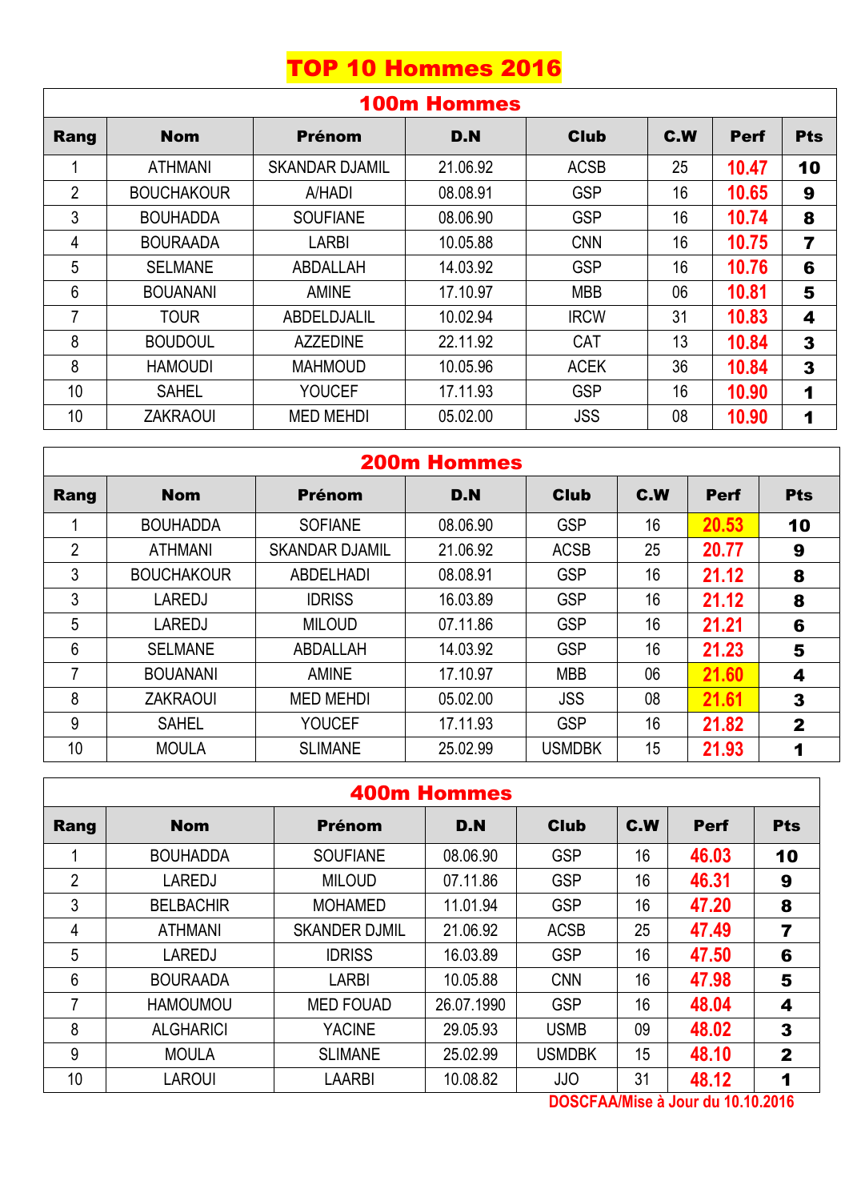# TOP 10 Hommes 2016

## 100m Hommes

| Rang | Nom | Prénom | D.N | Club | C.W | Perf | Pts |
|---|---|---|---|---|---|---|---|
| 1 | ATHMANI | SKANDAR DJAMIL | 21.06.92 | ACSB | 25 | 10.47 | 10 |
| 2 | BOUCHAKOUR | A/HADI | 08.08.91 | GSP | 16 | 10.65 | 9 |
| 3 | BOUHADDA | SOUFIANE | 08.06.90 | GSP | 16 | 10.74 | 8 |
| 4 | BOURAADA | LARBI | 10.05.88 | CNN | 16 | 10.75 | 7 |
| 5 | SELMANE | ABDALLAH | 14.03.92 | GSP | 16 | 10.76 | 6 |
| 6 | BOUANANI | AMINE | 17.10.97 | MBB | 06 | 10.81 | 5 |
| 7 | TOUR | ABDELDJALIL | 10.02.94 | IRCW | 31 | 10.83 | 4 |
| 8 | BOUDOUL | AZZEDINE | 22.11.92 | CAT | 13 | 10.84 | 3 |
| 8 | HAMOUDI | MAHMOUD | 10.05.96 | ACEK | 36 | 10.84 | 3 |
| 10 | SAHEL | YOUCEF | 17.11.93 | GSP | 16 | 10.90 | 1 |
| 10 | ZAKRAOUI | MED MEHDI | 05.02.00 | JSS | 08 | 10.90 | 1 |

## 200m Hommes

| Rang | Nom | Prénom | D.N | Club | C.W | Perf | Pts |
|---|---|---|---|---|---|---|---|
| 1 | BOUHADDA | SOFIANE | 08.06.90 | GSP | 16 | 20.53 | 10 |
| 2 | ATHMANI | SKANDAR DJAMIL | 21.06.92 | ACSB | 25 | 20.77 | 9 |
| 3 | BOUCHAKOUR | ABDELHADI | 08.08.91 | GSP | 16 | 21.12 | 8 |
| 3 | LAREDJ | IDRISS | 16.03.89 | GSP | 16 | 21.12 | 8 |
| 5 | LAREDJ | MILOUD | 07.11.86 | GSP | 16 | 21.21 | 6 |
| 6 | SELMANE | ABDALLAH | 14.03.92 | GSP | 16 | 21.23 | 5 |
| 7 | BOUANANI | AMINE | 17.10.97 | MBB | 06 | 21.60 | 4 |
| 8 | ZAKRAOUI | MED MEHDI | 05.02.00 | JSS | 08 | 21.61 | 3 |
| 9 | SAHEL | YOUCEF | 17.11.93 | GSP | 16 | 21.82 | 2 |
| 10 | MOULA | SLIMANE | 25.02.99 | USMDBK | 15 | 21.93 | 1 |

## 400m Hommes

| Rang | Nom | Prénom | D.N | Club | C.W | Perf | Pts |
|---|---|---|---|---|---|---|---|
| 1 | BOUHADDA | SOUFIANE | 08.06.90 | GSP | 16 | 46.03 | 10 |
| 2 | LAREDJ | MILOUD | 07.11.86 | GSP | 16 | 46.31 | 9 |
| 3 | BELBACHIR | MOHAMED | 11.01.94 | GSP | 16 | 47.20 | 8 |
| 4 | ATHMANI | SKANDER DJMIL | 21.06.92 | ACSB | 25 | 47.49 | 7 |
| 5 | LAREDJ | IDRISS | 16.03.89 | GSP | 16 | 47.50 | 6 |
| 6 | BOURAADA | LARBI | 10.05.88 | CNN | 16 | 47.98 | 5 |
| 7 | HAMOUMOU | MED FOUAD | 26.07.1990 | GSP | 16 | 48.04 | 4 |
| 8 | ALGHARICI | YACINE | 29.05.93 | USMB | 09 | 48.02 | 3 |
| 9 | MOULA | SLIMANE | 25.02.99 | USMDBK | 15 | 48.10 | 2 |
| 10 | LAROUI | LAARBI | 10.08.82 | JJO | 31 | 48.12 | 1 |

DOSCFAA/Mise à Jour du 10.10.2016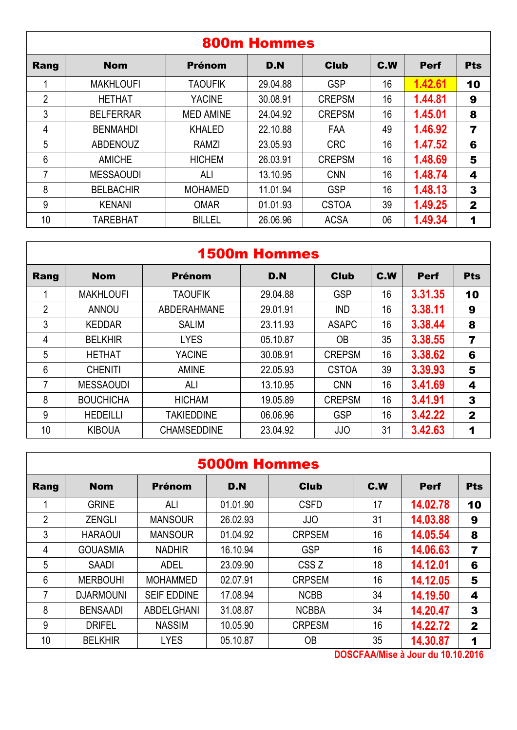## 800m Hommes

| Rang | Nom | Prénom | D.N | Club | C.W | Perf | Pts |
|---|---|---|---|---|---|---|---|
| 1 | MAKHLOUFI | TAOUFIK | 29.04.88 | GSP | 16 | 1.42.61 | 10 |
| 2 | HETHAT | YACINE | 30.08.91 | CREPSM | 16 | 1.44.81 | 9 |
| 3 | BELFERRAR | MED AMINE | 24.04.92 | CREPSM | 16 | 1.45.01 | 8 |
| 4 | BENMAHDI | KHALED | 22.10.88 | FAA | 49 | 1.46.92 | 7 |
| 5 | ABDENOUZ | RAMZI | 23.05.93 | CRC | 16 | 1.47.52 | 6 |
| 6 | AMICHE | HICHEM | 26.03.91 | CREPSM | 16 | 1.48.69 | 5 |
| 7 | MESSAOUDI | ALI | 13.10.95 | CNN | 16 | 1.48.74 | 4 |
| 8 | BELBACHIR | MOHAMED | 11.01.94 | GSP | 16 | 1.48.13 | 3 |
| 9 | KENANI | OMAR | 01.01.93 | CSTOA | 39 | 1.49.25 | 2 |
| 10 | TAREBHAT | BILLEL | 26.06.96 | ACSA | 06 | 1.49.34 | 1 |

## 1500m Hommes

| Rang | Nom | Prénom | D.N | Club | C.W | Perf | Pts |
|---|---|---|---|---|---|---|---|
| 1 | MAKHLOUFI | TAOUFIK | 29.04.88 | GSP | 16 | 3.31.35 | 10 |
| 2 | ANNOU | ABDERAHMANE | 29.01.91 | IND | 16 | 3.38.11 | 9 |
| 3 | KEDDAR | SALIM | 23.11.93 | ASAPC | 16 | 3.38.44 | 8 |
| 4 | BELKHIR | LYES | 05.10.87 | OB | 35 | 3.38.55 | 7 |
| 5 | HETHAT | YACINE | 30.08.91 | CREPSM | 16 | 3.38.62 | 6 |
| 6 | CHENITI | AMINE | 22.05.93 | CSTOA | 39 | 3.39.93 | 5 |
| 7 | MESSAOUDI | ALI | 13.10.95 | CNN | 16 | 3.41.69 | 4 |
| 8 | BOUCHICHA | HICHAM | 19.05.89 | CREPSM | 16 | 3.41.91 | 3 |
| 9 | HEDEILLI | TAKIEDDINE | 06.06.96 | GSP | 16 | 3.42.22 | 2 |
| 10 | KIBOUA | CHAMSEDDINE | 23.04.92 | JJO | 31 | 3.42.63 | 1 |

## 5000m Hommes

| Rang | Nom | Prénom | D.N | Club | C.W | Perf | Pts |
|---|---|---|---|---|---|---|---|
| 1 | GRINE | ALI | 01.01.90 | CSFD | 17 | 14.02.78 | 10 |
| 2 | ZENGLI | MANSOUR | 26.02.93 | JJO | 31 | 14.03.88 | 9 |
| 3 | HARAOUI | MANSOUR | 01.04.92 | CRPSEM | 16 | 14.05.54 | 8 |
| 4 | GOUASMIA | NADHIR | 16.10.94 | GSP | 16 | 14.06.63 | 7 |
| 5 | SAADI | ADEL | 23.09.90 | CSS Z | 18 | 14.12.01 | 6 |
| 6 | MERBOUHI | MOHAMMED | 02.07.91 | CRPSEM | 16 | 14.12.05 | 5 |
| 7 | DJARMOUNI | SEIF EDDINE | 17.08.94 | NCBB | 34 | 14.19.50 | 4 |
| 8 | BENSAADI | ABDELGHANI | 31.08.87 | NCBBA | 34 | 14.20.47 | 3 |
| 9 | DRIFEL | NASSIM | 10.05.90 | CRPESM | 16 | 14.22.72 | 2 |
| 10 | BELKHIR | LYES | 05.10.87 | OB | 35 | 14.30.87 | 1 |

DOSCFAA/Mise à Jour du 10.10.2016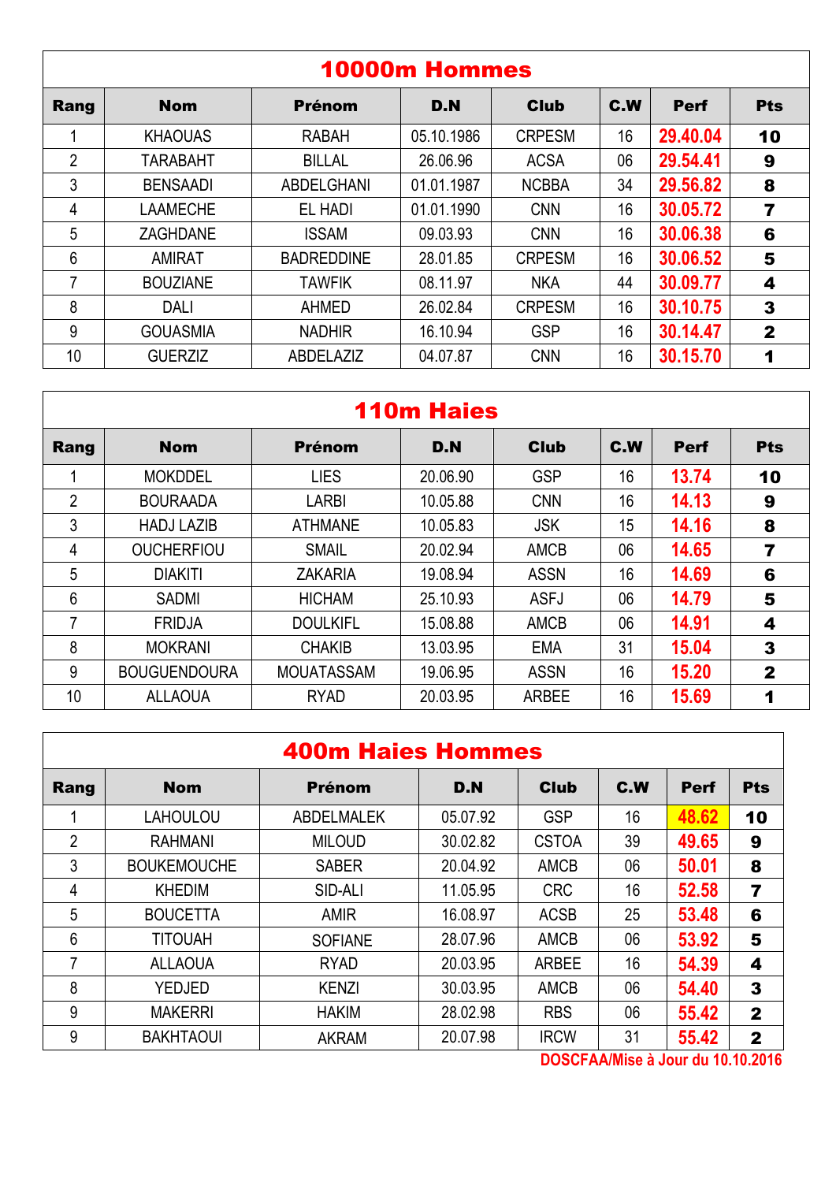## 10000m Hommes

| Rang | Nom | Prénom | D.N | Club | C.W | Perf | Pts |
|---|---|---|---|---|---|---|---|
| 1 | KHAOUAS | RABAH | 05.10.1986 | CRPESM | 16 | 29.40.04 | 10 |
| 2 | TARABAHT | BILLAL | 26.06.96 | ACSA | 06 | 29.54.41 | 9 |
| 3 | BENSAADI | ABDELGHANI | 01.01.1987 | NCBBA | 34 | 29.56.82 | 8 |
| 4 | LAAMECHE | EL HADI | 01.01.1990 | CNN | 16 | 30.05.72 | 7 |
| 5 | ZAGHDANE | ISSAM | 09.03.93 | CNN | 16 | 30.06.38 | 6 |
| 6 | AMIRAT | BADREDDINE | 28.01.85 | CRPESM | 16 | 30.06.52 | 5 |
| 7 | BOUZIANE | TAWFIK | 08.11.97 | NKA | 44 | 30.09.77 | 4 |
| 8 | DALI | AHMED | 26.02.84 | CRPESM | 16 | 30.10.75 | 3 |
| 9 | GOUASMIA | NADHIR | 16.10.94 | GSP | 16 | 30.14.47 | 2 |
| 10 | GUERZIZ | ABDELAZIZ | 04.07.87 | CNN | 16 | 30.15.70 | 1 |

## 110m Haies

| Rang | Nom | Prénom | D.N | Club | C.W | Perf | Pts |
|---|---|---|---|---|---|---|---|
| 1 | MOKDDEL | LIES | 20.06.90 | GSP | 16 | 13.74 | 10 |
| 2 | BOURAADA | LARBI | 10.05.88 | CNN | 16 | 14.13 | 9 |
| 3 | HADJ LAZIB | ATHMANE | 10.05.83 | JSK | 15 | 14.16 | 8 |
| 4 | OUCHERFIOU | SMAIL | 20.02.94 | AMCB | 06 | 14.65 | 7 |
| 5 | DIAKITI | ZAKARIA | 19.08.94 | ASSN | 16 | 14.69 | 6 |
| 6 | SADMI | HICHAM | 25.10.93 | ASFJ | 06 | 14.79 | 5 |
| 7 | FRIDJA | DOULKIFL | 15.08.88 | AMCB | 06 | 14.91 | 4 |
| 8 | MOKRANI | CHAKIB | 13.03.95 | EMA | 31 | 15.04 | 3 |
| 9 | BOUGUENDOURA | MOUATASSAM | 19.06.95 | ASSN | 16 | 15.20 | 2 |
| 10 | ALLAOUA | RYAD | 20.03.95 | ARBEE | 16 | 15.69 | 1 |

## 400m Haies Hommes

| Rang | Nom | Prénom | D.N | Club | C.W | Perf | Pts |
|---|---|---|---|---|---|---|---|
| 1 | LAHOULOU | ABDELMALEK | 05.07.92 | GSP | 16 | 48.62 | 10 |
| 2 | RAHMANI | MILOUD | 30.02.82 | CSTOA | 39 | 49.65 | 9 |
| 3 | BOUKEMOUCHE | SABER | 20.04.92 | AMCB | 06 | 50.01 | 8 |
| 4 | KHEDIM | SID-ALI | 11.05.95 | CRC | 16 | 52.58 | 7 |
| 5 | BOUCETTA | AMIR | 16.08.97 | ACSB | 25 | 53.48 | 6 |
| 6 | TITOUAH | SOFIANE | 28.07.96 | AMCB | 06 | 53.92 | 5 |
| 7 | ALLAOUA | RYAD | 20.03.95 | ARBEE | 16 | 54.39 | 4 |
| 8 | YEDJED | KENZI | 30.03.95 | AMCB | 06 | 54.40 | 3 |
| 9 | MAKERRI | HAKIM | 28.02.98 | RBS | 06 | 55.42 | 2 |
| 9 | BAKHTAOUI | AKRAM | 20.07.98 | IRCW | 31 | 55.42 | 2 |

DOSCFAA/Mise à Jour du 10.10.2016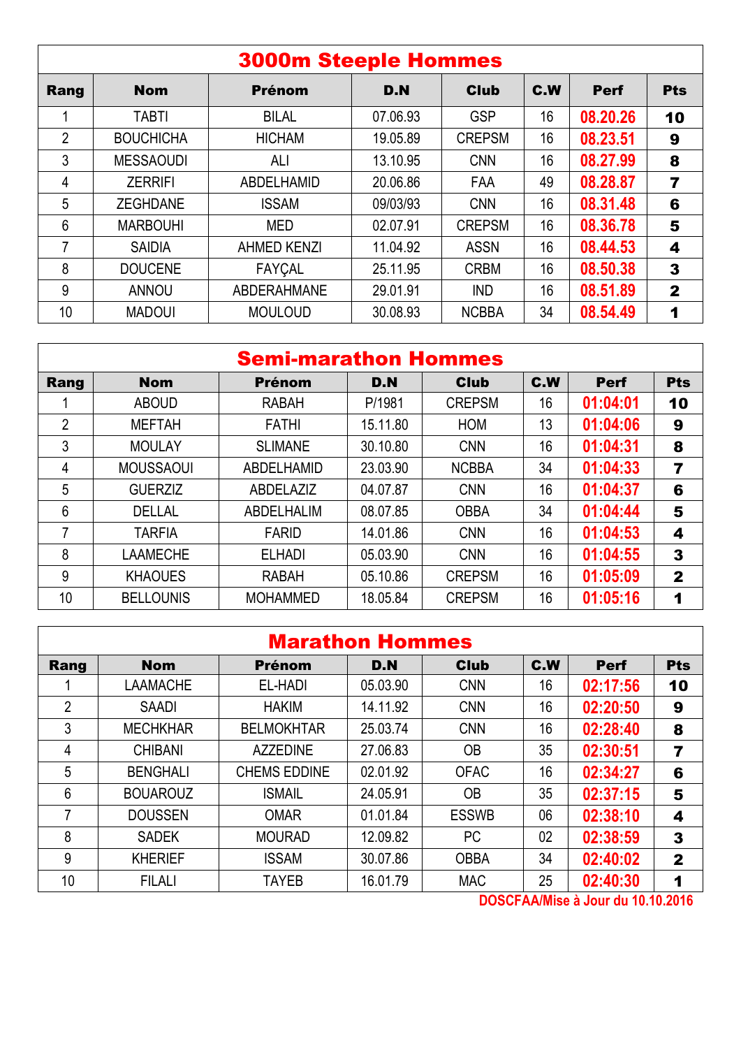## 3000m Steeple Hommes

| Rang | Nom | Prénom | D.N | Club | C.W | Perf | Pts |
|---|---|---|---|---|---|---|---|
| 1 | TABTI | BILAL | 07.06.93 | GSP | 16 | 08.20.26 | 10 |
| 2 | BOUCHICHA | HICHAM | 19.05.89 | CREPSM | 16 | 08.23.51 | 9 |
| 3 | MESSAOUDI | ALI | 13.10.95 | CNN | 16 | 08.27.99 | 8 |
| 4 | ZERRIFI | ABDELHAMID | 20.06.86 | FAA | 49 | 08.28.87 | 7 |
| 5 | ZEGHDANE | ISSAM | 09/03/93 | CNN | 16 | 08.31.48 | 6 |
| 6 | MARBOUHI | MED | 02.07.91 | CREPSM | 16 | 08.36.78 | 5 |
| 7 | SAIDIA | AHMED KENZI | 11.04.92 | ASSN | 16 | 08.44.53 | 4 |
| 8 | DOUCENE | FAYÇAL | 25.11.95 | CRBM | 16 | 08.50.38 | 3 |
| 9 | ANNOU | ABDERAHMANE | 29.01.91 | IND | 16 | 08.51.89 | 2 |
| 10 | MADOUI | MOULOUD | 30.08.93 | NCBBA | 34 | 08.54.49 | 1 |

## Semi-marathon Hommes

| Rang | Nom | Prénom | D.N | Club | C.W | Perf | Pts |
|---|---|---|---|---|---|---|---|
| 1 | ABOUD | RABAH | P/1981 | CREPSM | 16 | 01:04:01 | 10 |
| 2 | MEFTAH | FATHI | 15.11.80 | HOM | 13 | 01:04:06 | 9 |
| 3 | MOULAY | SLIMANE | 30.10.80 | CNN | 16 | 01:04:31 | 8 |
| 4 | MOUSSAOUI | ABDELHAMID | 23.03.90 | NCBBA | 34 | 01:04:33 | 7 |
| 5 | GUERZIZ | ABDELAZIZ | 04.07.87 | CNN | 16 | 01:04:37 | 6 |
| 6 | DELLAL | ABDELHALIM | 08.07.85 | OBBA | 34 | 01:04:44 | 5 |
| 7 | TARFIA | FARID | 14.01.86 | CNN | 16 | 01:04:53 | 4 |
| 8 | LAAMECHE | ELHADI | 05.03.90 | CNN | 16 | 01:04:55 | 3 |
| 9 | KHAOUES | RABAH | 05.10.86 | CREPSM | 16 | 01:05:09 | 2 |
| 10 | BELLOUNIS | MOHAMMED | 18.05.84 | CREPSM | 16 | 01:05:16 | 1 |

## Marathon Hommes

| Rang | Nom | Prénom | D.N | Club | C.W | Perf | Pts |
|---|---|---|---|---|---|---|---|
| 1 | LAAMACHE | EL-HADI | 05.03.90 | CNN | 16 | 02:17:56 | 10 |
| 2 | SAADI | HAKIM | 14.11.92 | CNN | 16 | 02:20:50 | 9 |
| 3 | MECHKHAR | BELMOKHTAR | 25.03.74 | CNN | 16 | 02:28:40 | 8 |
| 4 | CHIBANI | AZZEDINE | 27.06.83 | OB | 35 | 02:30:51 | 7 |
| 5 | BENGHALI | CHEMS EDDINE | 02.01.92 | OFAC | 16 | 02:34:27 | 6 |
| 6 | BOUAROUZ | ISMAIL | 24.05.91 | OB | 35 | 02:37:15 | 5 |
| 7 | DOUSSEN | OMAR | 01.01.84 | ESSWB | 06 | 02:38:10 | 4 |
| 8 | SADEK | MOURAD | 12.09.82 | PC | 02 | 02:38:59 | 3 |
| 9 | KHERIEF | ISSAM | 30.07.86 | OBBA | 34 | 02:40:02 | 2 |
| 10 | FILALI | TAYEB | 16.01.79 | MAC | 25 | 02:40:30 | 1 |

DOSCFAA/Mise à Jour du 10.10.2016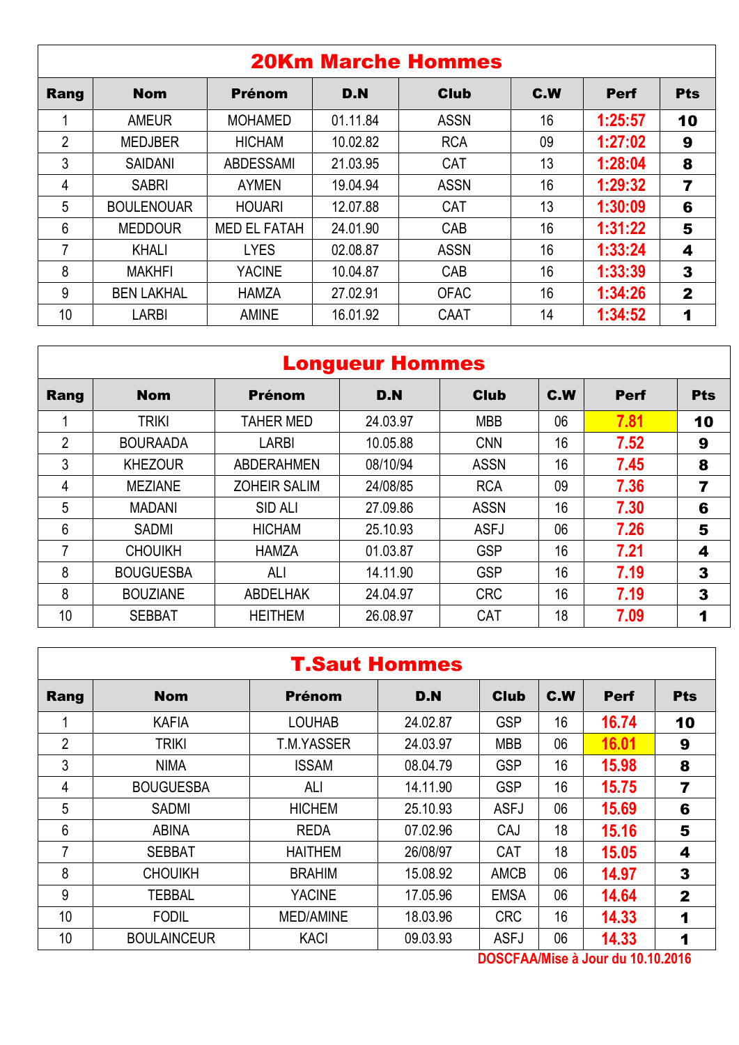## 20Km Marche Hommes

| Rang | Nom | Prénom | D.N | Club | C.W | Perf | Pts |
|---|---|---|---|---|---|---|---|
| 1 | AMEUR | MOHAMED | 01.11.84 | ASSN | 16 | 1:25:57 | 10 |
| 2 | MEDJBER | HICHAM | 10.02.82 | RCA | 09 | 1:27:02 | 9 |
| 3 | SAIDANI | ABDESSAMI | 21.03.95 | CAT | 13 | 1:28:04 | 8 |
| 4 | SABRI | AYMEN | 19.04.94 | ASSN | 16 | 1:29:32 | 7 |
| 5 | BOULENOUAR | HOUARI | 12.07.88 | CAT | 13 | 1:30:09 | 6 |
| 6 | MEDDOUR | MED EL FATAH | 24.01.90 | CAB | 16 | 1:31:22 | 5 |
| 7 | KHALI | LYES | 02.08.87 | ASSN | 16 | 1:33:24 | 4 |
| 8 | MAKHFI | YACINE | 10.04.87 | CAB | 16 | 1:33:39 | 3 |
| 9 | BEN LAKHAL | HAMZA | 27.02.91 | OFAC | 16 | 1:34:26 | 2 |
| 10 | LARBI | AMINE | 16.01.92 | CAAT | 14 | 1:34:52 | 1 |

## Longueur Hommes

| Rang | Nom | Prénom | D.N | Club | C.W | Perf | Pts |
|---|---|---|---|---|---|---|---|
| 1 | TRIKI | TAHER MED | 24.03.97 | MBB | 06 | 7.81 | 10 |
| 2 | BOURAADA | LARBI | 10.05.88 | CNN | 16 | 7.52 | 9 |
| 3 | KHEZOUR | ABDERAHMEN | 08/10/94 | ASSN | 16 | 7.45 | 8 |
| 4 | MEZIANE | ZOHEIR SALIM | 24/08/85 | RCA | 09 | 7.36 | 7 |
| 5 | MADANI | SID ALI | 27.09.86 | ASSN | 16 | 7.30 | 6 |
| 6 | SADMI | HICHAM | 25.10.93 | ASFJ | 06 | 7.26 | 5 |
| 7 | CHOUIKH | HAMZA | 01.03.87 | GSP | 16 | 7.21 | 4 |
| 8 | BOUGUESBA | ALI | 14.11.90 | GSP | 16 | 7.19 | 3 |
| 8 | BOUZIANE | ABDELHAK | 24.04.97 | CRC | 16 | 7.19 | 3 |
| 10 | SEBBAT | HEITHEM | 26.08.97 | CAT | 18 | 7.09 | 1 |

## T.Saut Hommes

| Rang | Nom | Prénom | D.N | Club | C.W | Perf | Pts |
|---|---|---|---|---|---|---|---|
| 1 | KAFIA | LOUHAB | 24.02.87 | GSP | 16 | 16.74 | 10 |
| 2 | TRIKI | T.M.YASSER | 24.03.97 | MBB | 06 | 16.01 | 9 |
| 3 | NIMA | ISSAM | 08.04.79 | GSP | 16 | 15.98 | 8 |
| 4 | BOUGUESBA | ALI | 14.11.90 | GSP | 16 | 15.75 | 7 |
| 5 | SADMI | HICHEM | 25.10.93 | ASFJ | 06 | 15.69 | 6 |
| 6 | ABINA | REDA | 07.02.96 | CAJ | 18 | 15.16 | 5 |
| 7 | SEBBAT | HAITHEM | 26/08/97 | CAT | 18 | 15.05 | 4 |
| 8 | CHOUIKH | BRAHIM | 15.08.92 | AMCB | 06 | 14.97 | 3 |
| 9 | TEBBAL | YACINE | 17.05.96 | EMSA | 06 | 14.64 | 2 |
| 10 | FODIL | MED/AMINE | 18.03.96 | CRC | 16 | 14.33 | 1 |
| 10 | BOULAINCEUR | KACI | 09.03.93 | ASFJ | 06 | 14.33 | 1 |

DOSCFAA/Mise à Jour du 10.10.2016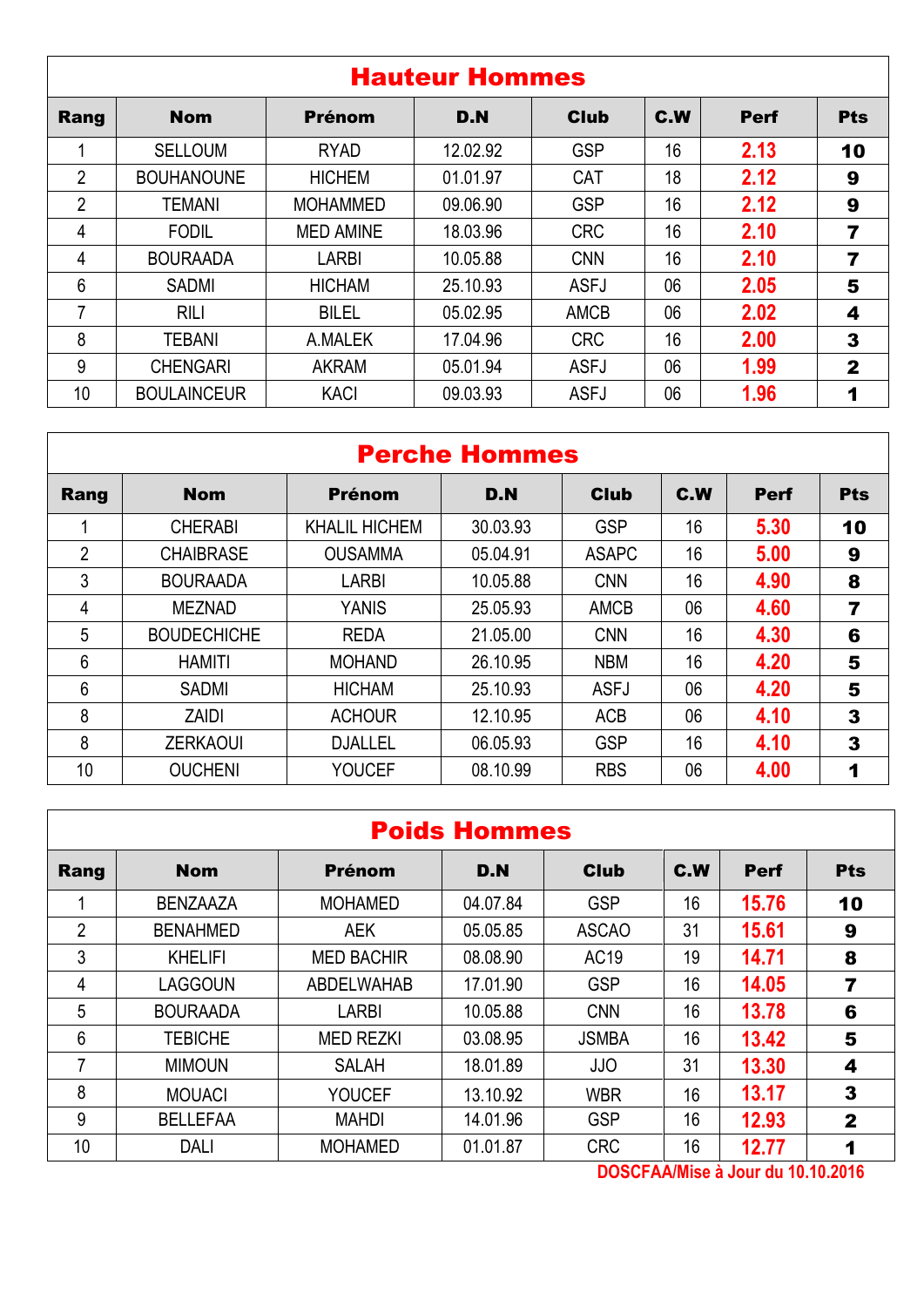## Hauteur Hommes

| Rang | Nom | Prénom | D.N | Club | C.W | Perf | Pts |
|---|---|---|---|---|---|---|---|
| 1 | SELLOUM | RYAD | 12.02.92 | GSP | 16 | 2.13 | 10 |
| 2 | BOUHANOUNE | HICHEM | 01.01.97 | CAT | 18 | 2.12 | 9 |
| 2 | TEMANI | MOHAMMED | 09.06.90 | GSP | 16 | 2.12 | 9 |
| 4 | FODIL | MED AMINE | 18.03.96 | CRC | 16 | 2.10 | 7 |
| 4 | BOURAADA | LARBI | 10.05.88 | CNN | 16 | 2.10 | 7 |
| 6 | SADMI | HICHAM | 25.10.93 | ASFJ | 06 | 2.05 | 5 |
| 7 | RILI | BILEL | 05.02.95 | AMCB | 06 | 2.02 | 4 |
| 8 | TEBANI | A.MALEK | 17.04.96 | CRC | 16 | 2.00 | 3 |
| 9 | CHENGARI | AKRAM | 05.01.94 | ASFJ | 06 | 1.99 | 2 |
| 10 | BOULAINCEUR | KACI | 09.03.93 | ASFJ | 06 | 1.96 | 1 |

## Perche Hommes

| Rang | Nom | Prénom | D.N | Club | C.W | Perf | Pts |
|---|---|---|---|---|---|---|---|
| 1 | CHERABI | KHALIL HICHEM | 30.03.93 | GSP | 16 | 5.30 | 10 |
| 2 | CHAIBRASE | OUSAMMA | 05.04.91 | ASAPC | 16 | 5.00 | 9 |
| 3 | BOURAADA | LARBI | 10.05.88 | CNN | 16 | 4.90 | 8 |
| 4 | MEZNAD | YANIS | 25.05.93 | AMCB | 06 | 4.60 | 7 |
| 5 | BOUDECHICHE | REDA | 21.05.00 | CNN | 16 | 4.30 | 6 |
| 6 | HAMITI | MOHAND | 26.10.95 | NBM | 16 | 4.20 | 5 |
| 6 | SADMI | HICHAM | 25.10.93 | ASFJ | 06 | 4.20 | 5 |
| 8 | ZAIDI | ACHOUR | 12.10.95 | ACB | 06 | 4.10 | 3 |
| 8 | ZERKAOUI | DJALLEL | 06.05.93 | GSP | 16 | 4.10 | 3 |
| 10 | OUCHENI | YOUCEF | 08.10.99 | RBS | 06 | 4.00 | 1 |

## Poids Hommes

| Rang | Nom | Prénom | D.N | Club | C.W | Perf | Pts |
|---|---|---|---|---|---|---|---|
| 1 | BENZAAZA | MOHAMED | 04.07.84 | GSP | 16 | 15.76 | 10 |
| 2 | BENAHMED | AEK | 05.05.85 | ASCAO | 31 | 15.61 | 9 |
| 3 | KHELIFI | MED BACHIR | 08.08.90 | AC19 | 19 | 14.71 | 8 |
| 4 | LAGGOUN | ABDELWAHAB | 17.01.90 | GSP | 16 | 14.05 | 7 |
| 5 | BOURAADA | LARBI | 10.05.88 | CNN | 16 | 13.78 | 6 |
| 6 | TEBICHE | MED REZKI | 03.08.95 | JSMBA | 16 | 13.42 | 5 |
| 7 | MIMOUN | SALAH | 18.01.89 | JJO | 31 | 13.30 | 4 |
| 8 | MOUACI | YOUCEF | 13.10.92 | WBR | 16 | 13.17 | 3 |
| 9 | BELLEFAA | MAHDI | 14.01.96 | GSP | 16 | 12.93 | 2 |
| 10 | DALI | MOHAMED | 01.01.87 | CRC | 16 | 12.77 | 1 |

DOSCFAA/Mise à Jour du 10.10.2016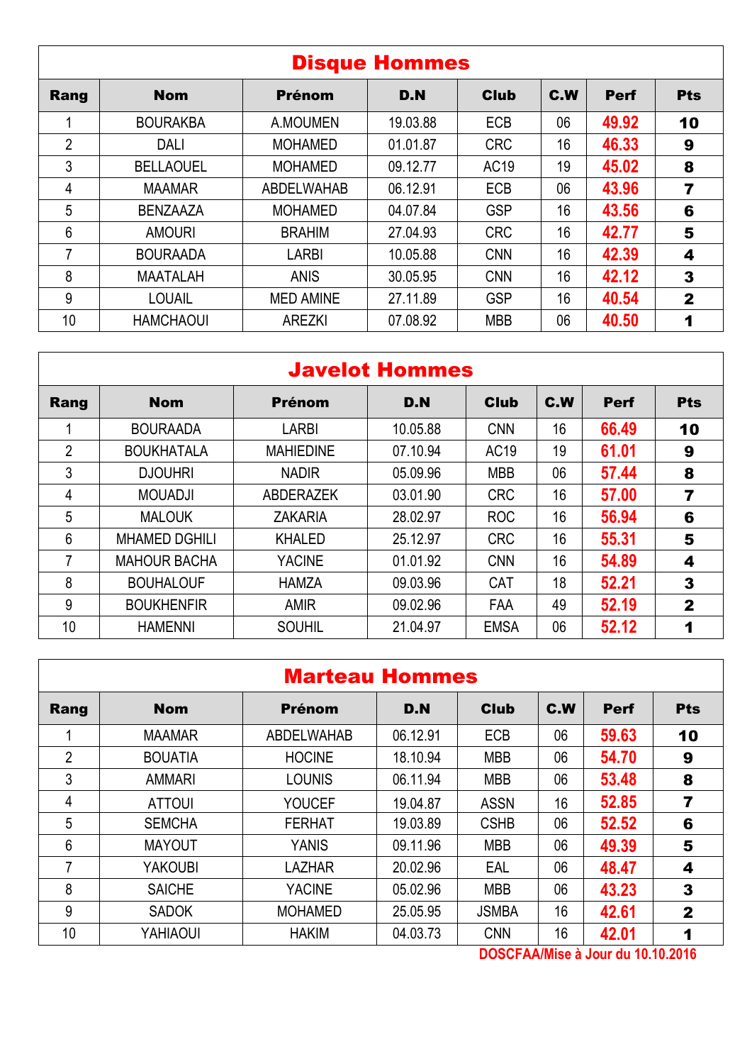## Disque Hommes

| Rang | Nom | Prénom | D.N | Club | C.W | Perf | Pts |
|---|---|---|---|---|---|---|---|
| 1 | BOURAKBA | A.MOUMEN | 19.03.88 | ECB | 06 | 49.92 | 10 |
| 2 | DALI | MOHAMED | 01.01.87 | CRC | 16 | 46.33 | 9 |
| 3 | BELLAOUEL | MOHAMED | 09.12.77 | AC19 | 19 | 45.02 | 8 |
| 4 | MAAMAR | ABDELWAHAB | 06.12.91 | ECB | 06 | 43.96 | 7 |
| 5 | BENZAAZA | MOHAMED | 04.07.84 | GSP | 16 | 43.56 | 6 |
| 6 | AMOURI | BRAHIM | 27.04.93 | CRC | 16 | 42.77 | 5 |
| 7 | BOURAADA | LARBI | 10.05.88 | CNN | 16 | 42.39 | 4 |
| 8 | MAATALAH | ANIS | 30.05.95 | CNN | 16 | 42.12 | 3 |
| 9 | LOUAIL | MED AMINE | 27.11.89 | GSP | 16 | 40.54 | 2 |
| 10 | HAMCHAOUI | AREZKI | 07.08.92 | MBB | 06 | 40.50 | 1 |

## Javelot Hommes

| Rang | Nom | Prénom | D.N | Club | C.W | Perf | Pts |
|---|---|---|---|---|---|---|---|
| 1 | BOURAADA | LARBI | 10.05.88 | CNN | 16 | 66.49 | 10 |
| 2 | BOUKHATALA | MAHIEDINE | 07.10.94 | AC19 | 19 | 61.01 | 9 |
| 3 | DJOUHRI | NADIR | 05.09.96 | MBB | 06 | 57.44 | 8 |
| 4 | MOUADJI | ABDERAZEK | 03.01.90 | CRC | 16 | 57.00 | 7 |
| 5 | MALOUK | ZAKARIA | 28.02.97 | ROC | 16 | 56.94 | 6 |
| 6 | MHAMED DGHILI | KHALED | 25.12.97 | CRC | 16 | 55.31 | 5 |
| 7 | MAHOUR BACHA | YACINE | 01.01.92 | CNN | 16 | 54.89 | 4 |
| 8 | BOUHALOUF | HAMZA | 09.03.96 | CAT | 18 | 52.21 | 3 |
| 9 | BOUKHENFIR | AMIR | 09.02.96 | FAA | 49 | 52.19 | 2 |
| 10 | HAMENNI | SOUHIL | 21.04.97 | EMSA | 06 | 52.12 | 1 |

## Marteau Hommes

| Rang | Nom | Prénom | D.N | Club | C.W | Perf | Pts |
|---|---|---|---|---|---|---|---|
| 1 | MAAMAR | ABDELWAHAB | 06.12.91 | ECB | 06 | 59.63 | 10 |
| 2 | BOUATIA | HOCINE | 18.10.94 | MBB | 06 | 54.70 | 9 |
| 3 | AMMARI | LOUNIS | 06.11.94 | MBB | 06 | 53.48 | 8 |
| 4 | ATTOUI | YOUCEF | 19.04.87 | ASSN | 16 | 52.85 | 7 |
| 5 | SEMCHA | FERHAT | 19.03.89 | CSHB | 06 | 52.52 | 6 |
| 6 | MAYOUT | YANIS | 09.11.96 | MBB | 06 | 49.39 | 5 |
| 7 | YAKOUBI | LAZHAR | 20.02.96 | EAL | 06 | 48.47 | 4 |
| 8 | SAICHE | YACINE | 05.02.96 | MBB | 06 | 43.23 | 3 |
| 9 | SADOK | MOHAMED | 25.05.95 | JSMBA | 16 | 42.61 | 2 |
| 10 | YAHIAOUI | HAKIM | 04.03.73 | CNN | 16 | 42.01 | 1 |

DOSCFAA/Mise à Jour du 10.10.2016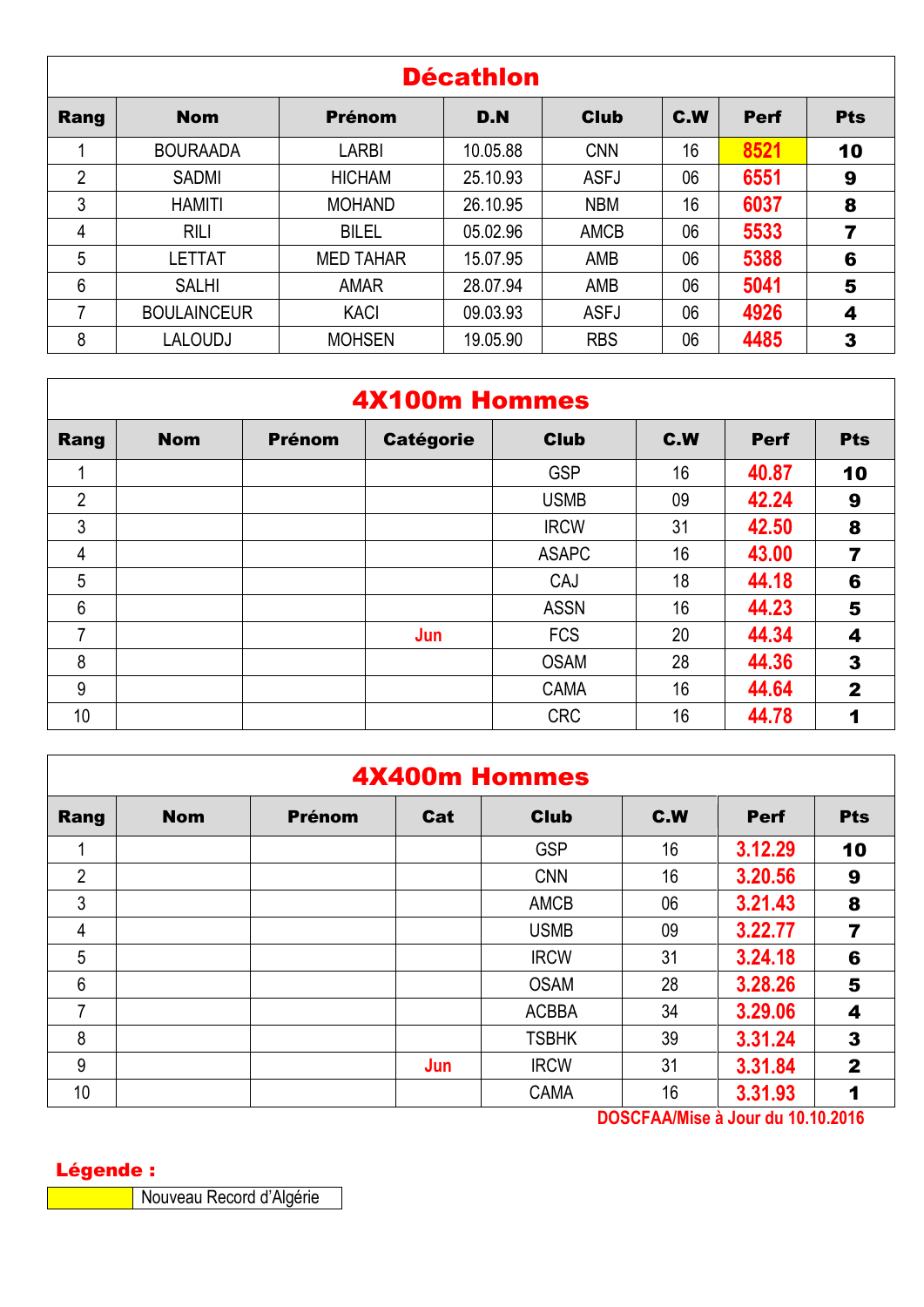| Décathlon | | | | | | | |
|---|---|---|---|---|---|---|---|
| **Rang** | **Nom** | **Prénom** | **D.N** | **Club** | **C.W** | **Perf** | **Pts** |
| 1 | BOURAADA | LARBI | 10.05.88 | CNN | 16 | 8521 | **10** |
| 2 | SADMI | HICHAM | 25.10.93 | ASFJ | 06 | 6551 | **9** |
| 3 | HAMITI | MOHAND | 26.10.95 | NBM | 16 | 6037 | **8** |
| 4 | RILI | BILEL | 05.02.96 | AMCB | 06 | 5533 | **7** |
| 5 | LETTAT | MED TAHAR | 15.07.95 | AMB | 06 | 5388 | **6** |
| 6 | SALHI | AMAR | 28.07.94 | AMB | 06 | 5041 | **5** |
| 7 | BOULAINCEUR | KACI | 09.03.93 | ASFJ | 06 | 4926 | **4** |
| 8 | LALOUDJ | MOHSEN | 19.05.90 | RBS | 06 | 4485 | **3** |

| 4X100m Hommes | | | | | | | |
|---|---|---|---|---|---|---|---|
| **Rang** | **Nom** | **Prénom** | **Catégorie** | **Club** | **C.W** | **Perf** | **Pts** |
| 1 | | | | GSP | 16 | 40.87 | **10** |
| 2 | | | | USMB | 09 | 42.24 | **9** |
| 3 | | | | IRCW | 31 | 42.50 | **8** |
| 4 | | | | ASAPC | 16 | 43.00 | **7** |
| 5 | | | | CAJ | 18 | 44.18 | **6** |
| 6 | | | | ASSN | 16 | 44.23 | **5** |
| 7 | | | Jun | FCS | 20 | 44.34 | **4** |
| 8 | | | | OSAM | 28 | 44.36 | **3** |
| 9 | | | | CAMA | 16 | 44.64 | **2** |
| 10 | | | | CRC | 16 | 44.78 | **1** |

| 4X400m Hommes | | | | | | | |
|---|---|---|---|---|---|---|---|
| **Rang** | **Nom** | **Prénom** | **Cat** | **Club** | **C.W** | **Perf** | **Pts** |
| 1 | | | | GSP | 16 | 3.12.29 | **10** |
| 2 | | | | CNN | 16 | 3.20.56 | **9** |
| 3 | | | | AMCB | 06 | 3.21.43 | **8** |
| 4 | | | | USMB | 09 | 3.22.77 | **7** |
| 5 | | | | IRCW | 31 | 3.24.18 | **6** |
| 6 | | | | OSAM | 28 | 3.28.26 | **5** |
| 7 | | | | ACBBA | 34 | 3.29.06 | **4** |
| 8 | | | | TSBHK | 39 | 3.31.24 | **3** |
| 9 | | | Jun | IRCW | 31 | 3.31.84 | **2** |
| 10 | | | | CAMA | 16 | 3.31.93 | **1** |

DOSCFAA/Mise à Jour du 10.10.2016

**Légende :**

| | |
|---|---|
| (jaune) | Nouveau Record d'Algérie |